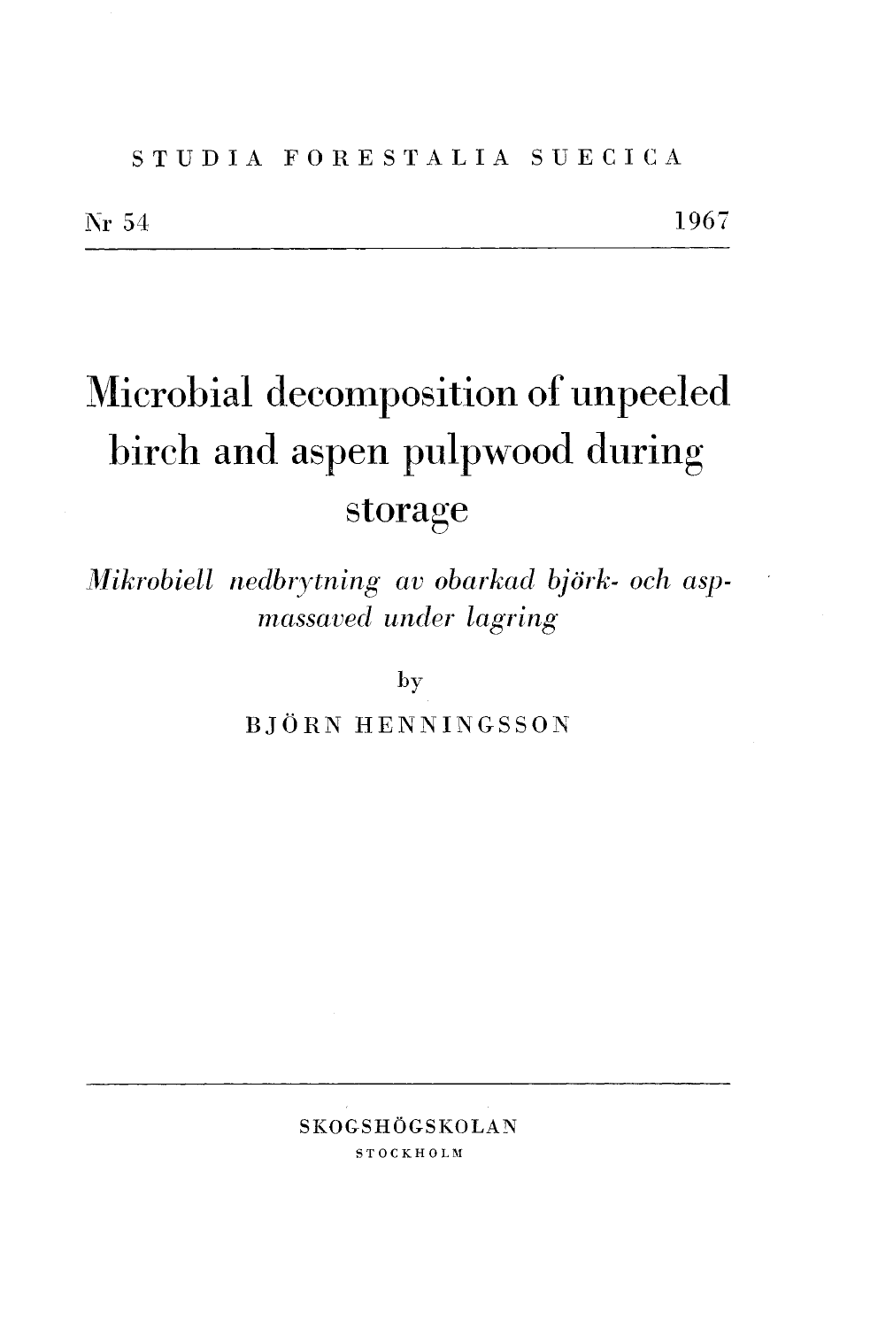STUDIA FORESTALIA SUECICA

Nr 54 1967

# Microbial decomposition of unpeeled birch and aspen pulpwood during storage

*Mikrobiell nedbrytning av obarkad björk- och asp-massaved under lagring*

by

BJÖRN HENNINGSSON

SKOGSHÖGSKOLAN

STOCKHOLM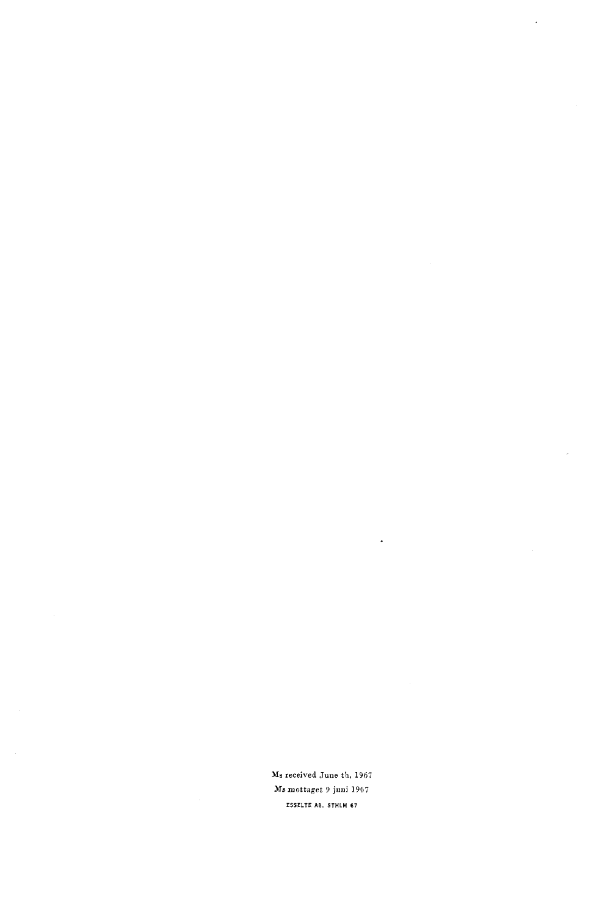Ms received June th, 1967

Ms mottaget 9 juni 1967

ESSELTE AB, STHLM 67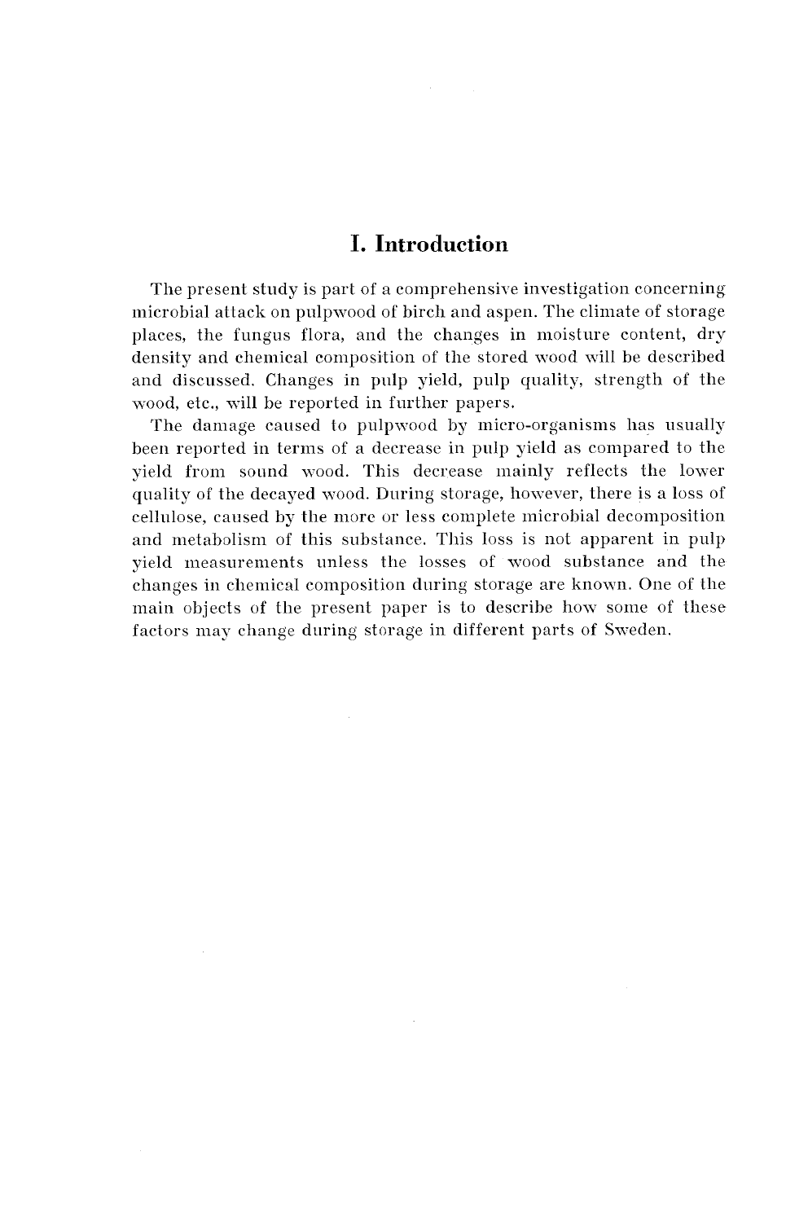# I. Introduction

The present study is part of a comprehensive investigation concerning microbial attack on pulpwood of birch and aspen. The climate of storage places, the fungus flora, and the changes in moisture content, dry density and chemical composition of the stored wood will be described and discussed. Changes in pulp yield, pulp quality, strength of the wood, etc., will be reported in further papers.

The damage caused to pulpwood by micro-organisms has usually been reported in terms of a decrease in pulp yield as compared to the yield from sound wood. This decrease mainly reflects the lower quality of the decayed wood. During storage, however, there is a loss of cellulose, caused by the more or less complete microbial decomposition and metabolism of this substance. This loss is not apparent in pulp yield measurements unless the losses of wood substance and the changes in chemical composition during storage are known. One of the main objects of the present paper is to describe how some of these factors may change during storage in different parts of Sweden.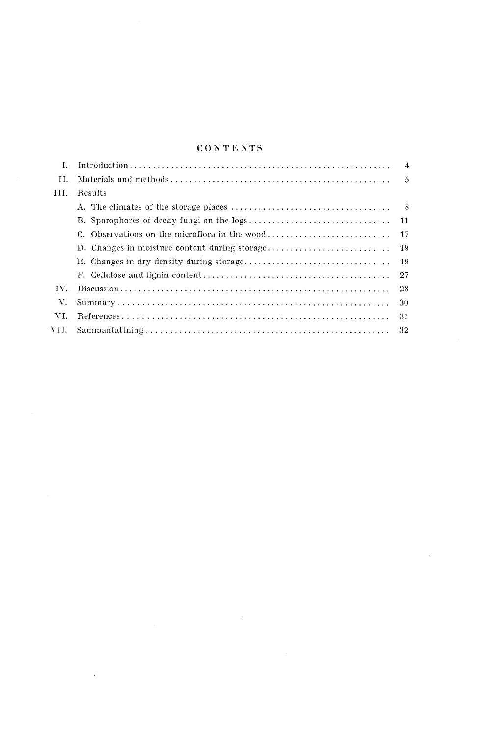# CONTENTS

| | | |
|---|---|---|
| I. | Introduction | 4 |
| II. | Materials and methods | 5 |
| III. | Results | |
| | A. The climates of the storage places | 8 |
| | B. Sporophores of decay fungi on the logs | 11 |
| | C. Observations on the microflora in the wood | 17 |
| | D. Changes in moisture content during storage | 19 |
| | E. Changes in dry density during storage | 19 |
| | F. Cellulose and lignin content | 27 |
| IV. | Discussion | 28 |
| V. | Summary | 30 |
| VI. | References | 31 |
| VII. | Sammanfattning | 32 |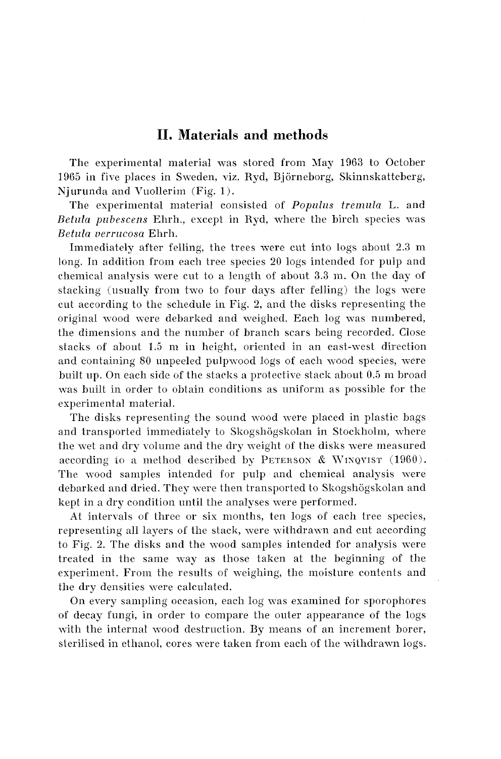## II. Materials and methods

The experimental material was stored from May 1963 to October 1965 in five places in Sweden, viz. Ryd, Björneborg, Skinnskatteberg, Njurunda and Vuollerim (Fig. 1).

The experimental material consisted of *Populus tremula* L. and *Betula pubescens* Ehrh., except in Ryd, where the birch species was *Betula verrucosa* Ehrh.

Immediately after felling, the trees were cut into logs about 2.3 m long. In addition from each tree species 20 logs intended for pulp and chemical analysis were cut to a length of about 3.3 m. On the day of stacking (usually from two to four days after felling) the logs were cut according to the schedule in Fig. 2, and the disks representing the original wood were debarked and weighed. Each log was numbered, the dimensions and the number of branch scars being recorded. Close stacks of about 1.5 m in height, oriented in an east-west direction and containing 80 unpeeled pulpwood logs of each wood species, were built up. On each side of the stacks a protective stack about 0.5 m broad was built in order to obtain conditions as uniform as possible for the experimental material.

The disks representing the sound wood were placed in plastic bags and transported immediately to Skogshögskolan in Stockholm, where the wet and dry volume and the dry weight of the disks were measured according to a method described by PETERSON & WINQVIST (1960). The wood samples intended for pulp and chemical analysis were debarked and dried. They were then transported to Skogshögskolan and kept in a dry condition until the analyses were performed.

At intervals of three or six months, ten logs of each tree species, representing all layers of the stack, were withdrawn and cut according to Fig. 2. The disks and the wood samples intended for analysis were treated in the same way as those taken at the beginning of the experiment. From the results of weighing, the moisture contents and the dry densities were calculated.

On every sampling occasion, each log was examined for sporophores of decay fungi, in order to compare the outer appearance of the logs with the internal wood destruction. By means of an increment borer, sterilised in ethanol, cores were taken from each of the withdrawn logs.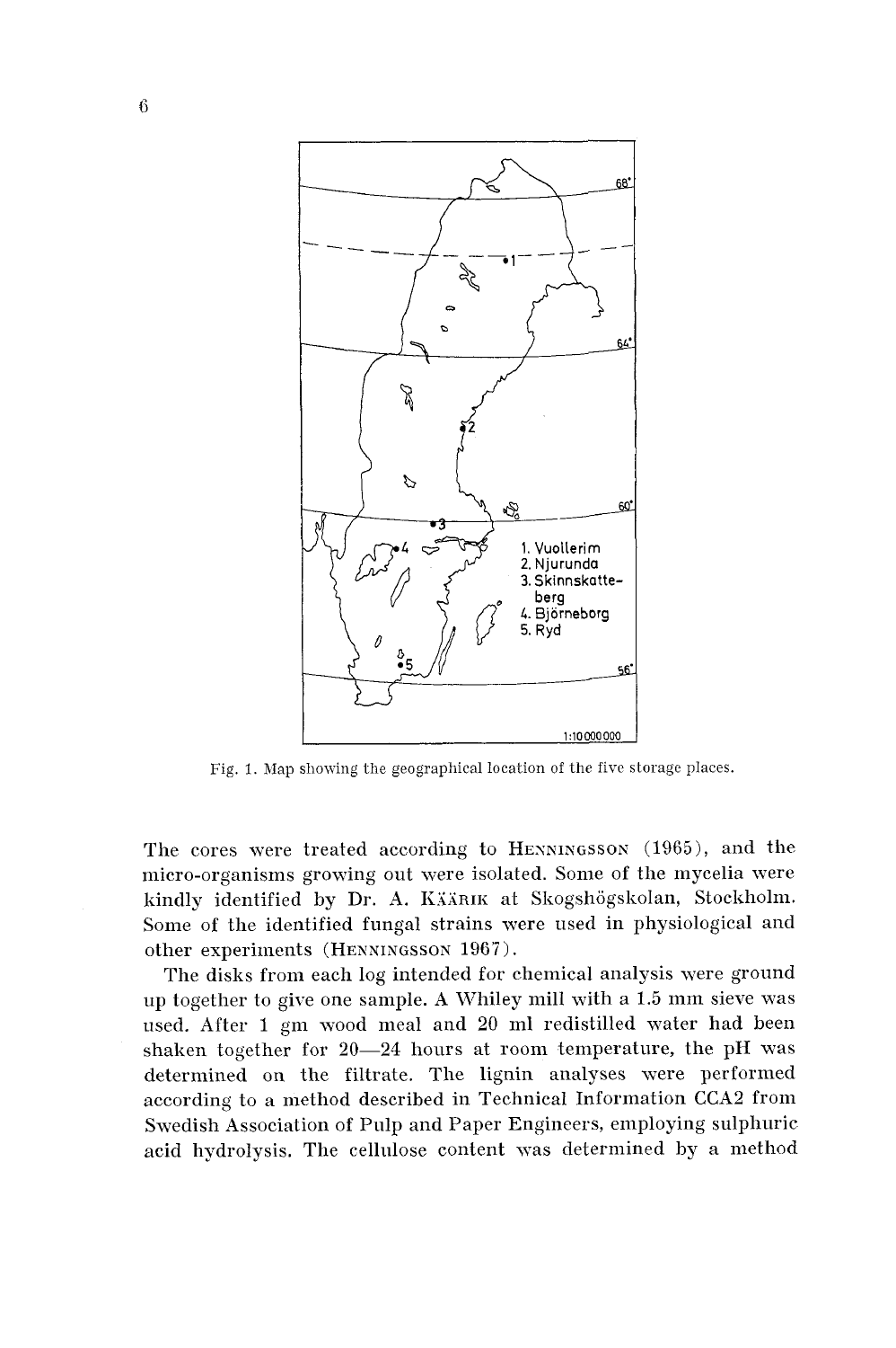Fig. 1. Map showing the geographical location of the five storage places.

The cores were treated according to HENNINGSSON (1965), and the micro-organisms growing out were isolated. Some of the mycelia were kindly identified by Dr. A. KÄÄRIK at Skogshögskolan, Stockholm. Some of the identified fungal strains were used in physiological and other experiments (HENNINGSSON 1967).

The disks from each log intended for chemical analysis were ground up together to give one sample. A Whiley mill with a 1.5 mm sieve was used. After 1 gm wood meal and 20 ml redistilled water had been shaken together for 20—24 hours at room temperature, the pH was determined on the filtrate. The lignin analyses were performed according to a method described in Technical Information CCA2 from Swedish Association of Pulp and Paper Engineers, employing sulphuric acid hydrolysis. The cellulose content was determined by a method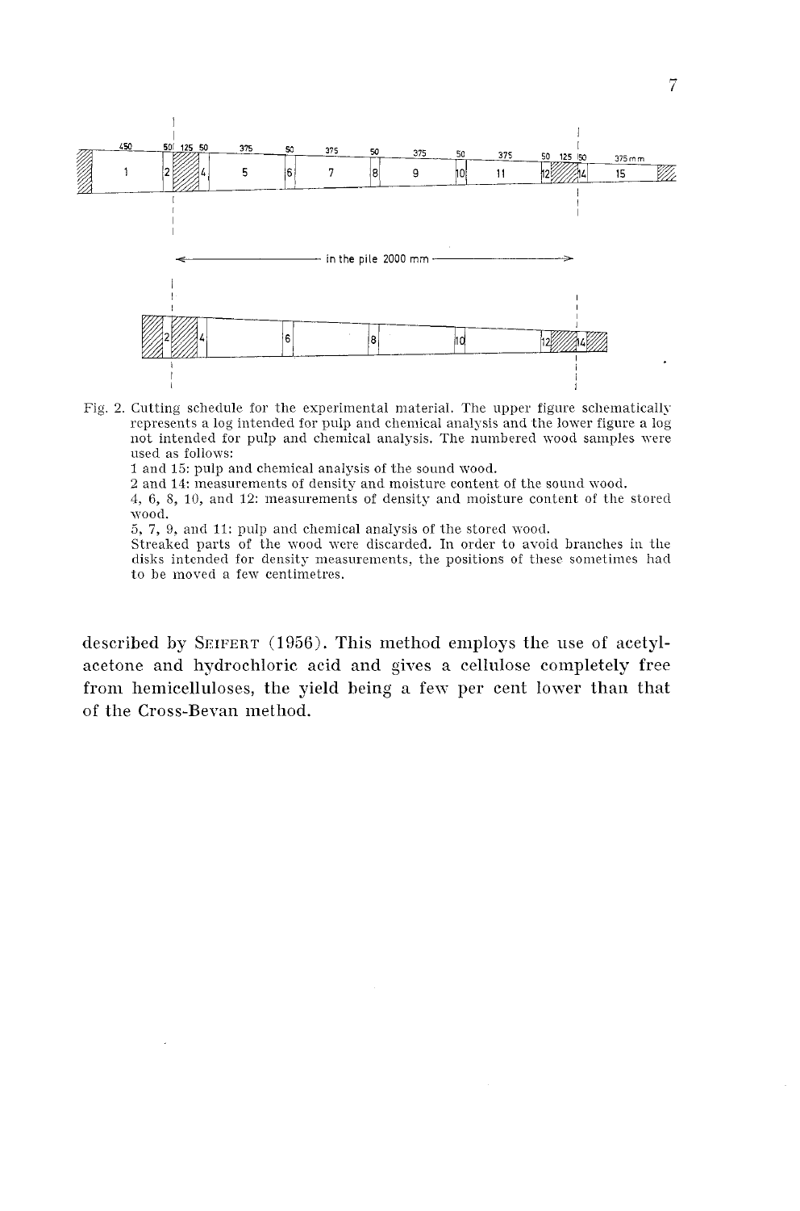Fig. 2. Cutting schedule for the experimental material. The upper figure schematically represents a log intended for pulp and chemical analysis and the lower figure a log not intended for pulp and chemical analysis. The numbered wood samples were used as follows:

1 and 15: pulp and chemical analysis of the sound wood.

2 and 14: measurements of density and moisture content of the sound wood.

4, 6, 8, 10, and 12: measurements of density and moisture content of the stored wood.

5, 7, 9, and 11: pulp and chemical analysis of the stored wood.

Streaked parts of the wood were discarded. In order to avoid branches in the disks intended for density measurements, the positions of these sometimes had to be moved a few centimetres.

described by SEIFERT (1956). This method employs the use of acetylacetone and hydrochloric acid and gives a cellulose completely free from hemicelluloses, the yield being a few per cent lower than that of the Cross-Bevan method.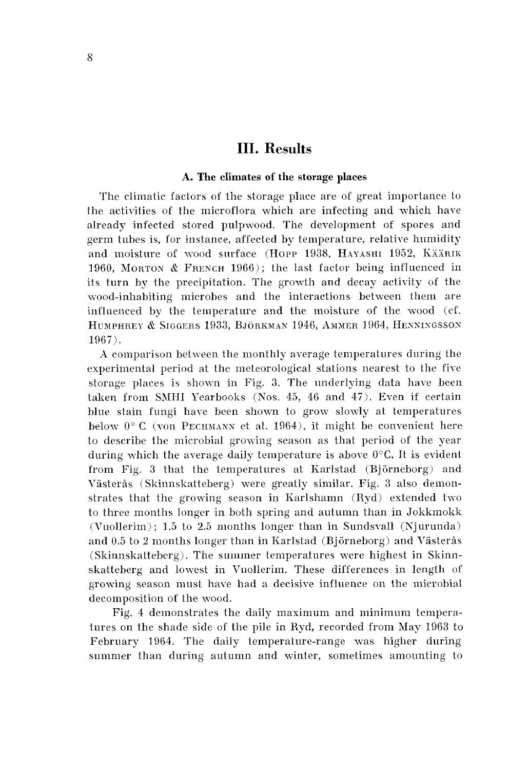# III. Results

### A. The climates of the storage places

The climatic factors of the storage place are of great importance to the activities of the microflora which are infecting and which have already infected stored pulpwood. The development of spores and germ tubes is, for instance, affected by temperature, relative humidity and moisture of wood surface (Hopp 1938, Hayashi 1952, Käärik 1960, Morton & French 1966); the last factor being influenced in its turn by the precipitation. The growth and decay activity of the wood-inhabiting microbes and the interactions between them are influenced by the temperature and the moisture of the wood (cf. Humphrey & Siggers 1933, Björkman 1946, Ammer 1964, Henningsson 1967).

A comparison between the monthly average temperatures during the experimental period at the meteorological stations nearest to the five storage places is shown in Fig. 3. The underlying data have been taken from SMHI Yearbooks (Nos. 45, 46 and 47). Even if certain blue stain fungi have been shown to grow slowly at temperatures below 0° C (von Pechmann et al. 1964), it might be convenient here to describe the microbial growing season as that period of the year during which the average daily temperature is above 0°C. It is evident from Fig. 3 that the temperatures at Karlstad (Björneborg) and Västerås (Skinnskatteberg) were greatly similar. Fig. 3 also demonstrates that the growing season in Karlshamn (Ryd) extended two to three months longer in both spring and autumn than in Jokkmokk (Vuollerim); 1.5 to 2.5 months longer than in Sundsvall (Njurunda) and 0.5 to 2 months longer than in Karlstad (Björneborg) and Västerås (Skinnskatteberg). The summer temperatures were highest in Skinnskatteberg and lowest in Vuollerim. These differences in length of growing season must have had a decisive influence on the microbial decomposition of the wood.

Fig. 4 demonstrates the daily maximum and minimum temperatures on the shade side of the pile in Ryd, recorded from May 1963 to February 1964. The daily temperature-range was higher during summer than during autumn and winter, sometimes amounting to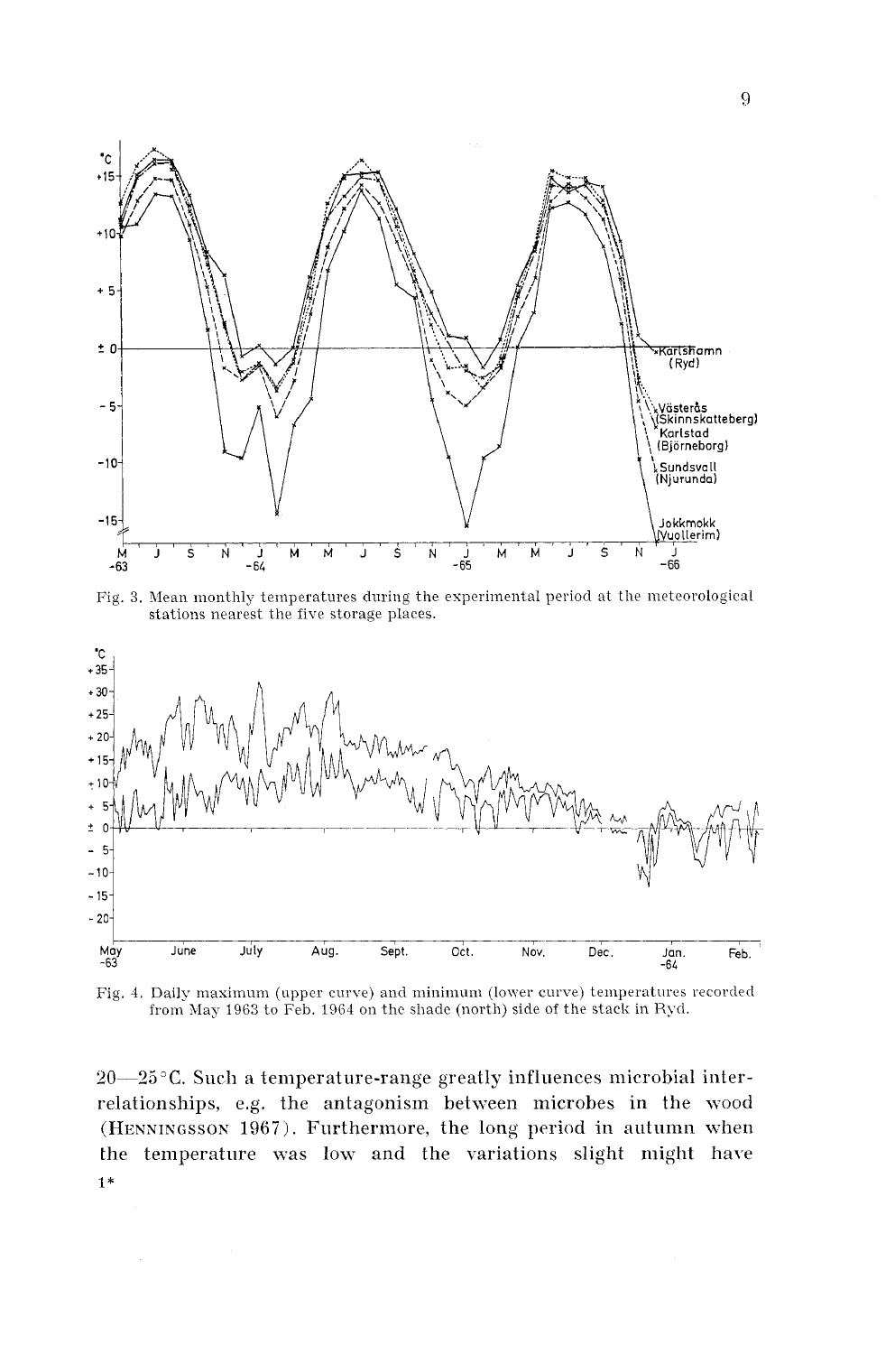Fig. 3. Mean monthly temperatures during the experimental period at the meteorological stations nearest the five storage places.

Fig. 4. Daily maximum (upper curve) and minimum (lower curve) temperatures recorded from May 1963 to Feb. 1964 on the shade (north) side of the stack in Ryd.

20—25 °C. Such a temperature-range greatly influences microbial interrelationships, e.g. the antagonism between microbes in the wood (HENNINGSSON 1967). Furthermore, the long period in autumn when the temperature was low and the variations slight might have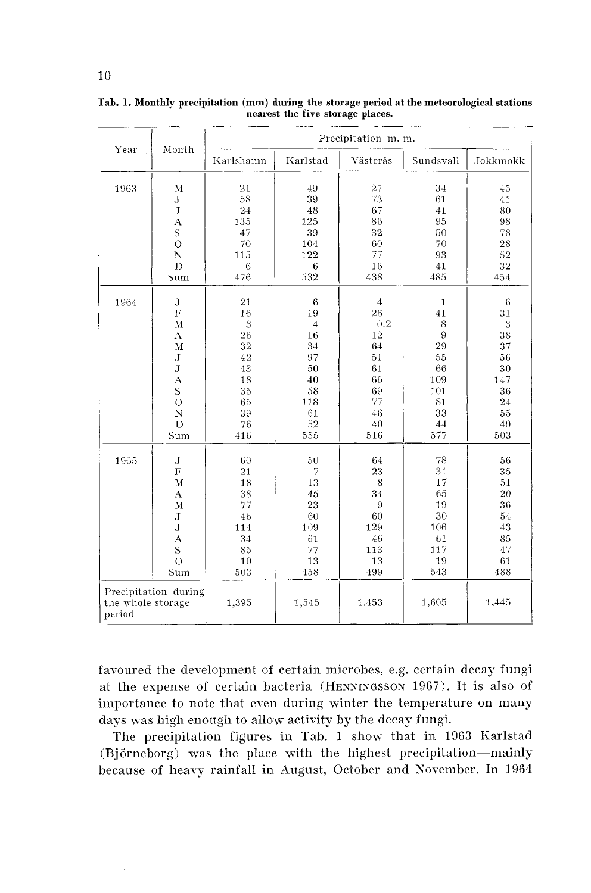**Tab. 1. Monthly precipitation (mm) during the storage period at the meteorological stations nearest the five storage places.**

| Year | Month | Precipitation m. m. | | | | |
|---|---|---|---|---|---|---|
| | | Karlshamn | Karlstad | Västerås | Sundsvall | Jokkmokk |
| 1963 | M | 21 | 49 | 27 | 34 | 45 |
| | J | 58 | 39 | 73 | 61 | 41 |
| | J | 24 | 48 | 67 | 41 | 80 |
| | A | 135 | 125 | 86 | 95 | 98 |
| | S | 47 | 39 | 32 | 50 | 78 |
| | O | 70 | 104 | 60 | 70 | 28 |
| | N | 115 | 122 | 77 | 93 | 52 |
| | D | 6 | 6 | 16 | 41 | 32 |
| | Sum | 476 | 532 | 438 | 485 | 454 |
| 1964 | J | 21 | 6 | 4 | 1 | 6 |
| | F | 16 | 19 | 26 | 41 | 31 |
| | M | 3 | 4 | 0.2 | 8 | 3 |
| | A | 26 | 16 | 12 | 9 | 38 |
| | M | 32 | 34 | 64 | 29 | 37 |
| | J | 42 | 97 | 51 | 55 | 56 |
| | J | 43 | 50 | 61 | 66 | 30 |
| | A | 18 | 40 | 66 | 109 | 147 |
| | S | 35 | 58 | 69 | 101 | 36 |
| | O | 65 | 118 | 77 | 81 | 24 |
| | N | 39 | 61 | 46 | 33 | 55 |
| | D | 76 | 52 | 40 | 44 | 40 |
| | Sum | 416 | 555 | 516 | 577 | 503 |
| 1965 | J | 60 | 50 | 64 | 78 | 56 |
| | F | 21 | 7 | 23 | 31 | 35 |
| | M | 18 | 13 | 8 | 17 | 51 |
| | A | 38 | 45 | 34 | 65 | 20 |
| | M | 77 | 23 | 9 | 19 | 36 |
| | J | 46 | 60 | 60 | 30 | 54 |
| | J | 114 | 109 | 129 | 106 | 43 |
| | A | 34 | 61 | 46 | 61 | 85 |
| | S | 85 | 77 | 113 | 117 | 47 |
| | O | 10 | 13 | 13 | 19 | 61 |
| | Sum | 503 | 458 | 499 | 543 | 488 |
| Precipitation during the whole storage period | | 1,395 | 1,545 | 1,453 | 1,605 | 1,445 |

favoured the development of certain microbes, e.g. certain decay fungi at the expense of certain bacteria (HENNINGSSON 1967). It is also of importance to note that even during winter the temperature on many days was high enough to allow activity by the decay fungi.

The precipitation figures in Tab. 1 show that in 1963 Karlstad (Björneborg) was the place with the highest precipitation—mainly because of heavy rainfall in August, October and November. In 1964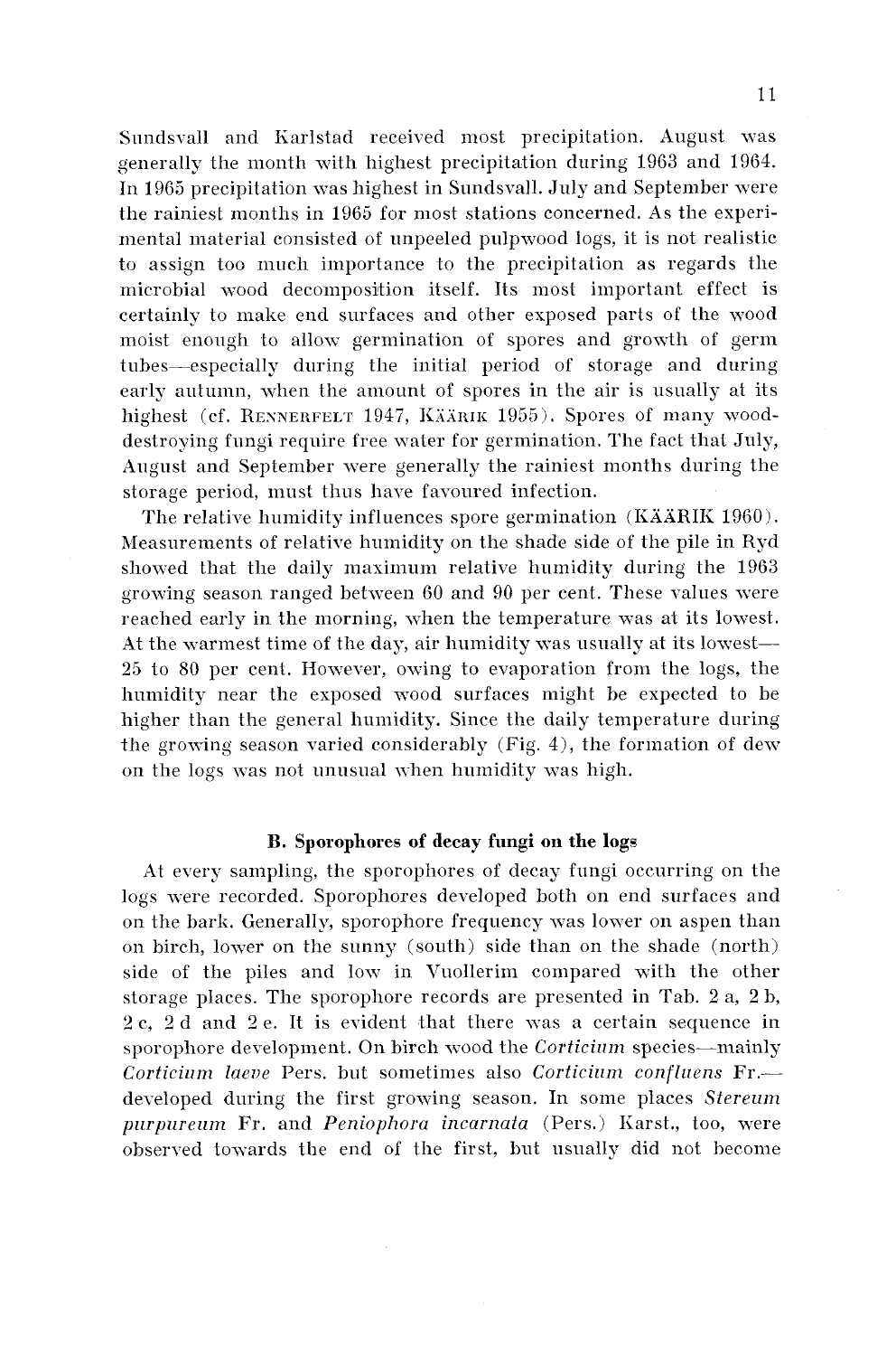Sundsvall and Karlstad received most precipitation. August was generally the month with highest precipitation during 1963 and 1964. In 1965 precipitation was highest in Sundsvall. July and September were the rainiest months in 1965 for most stations concerned. As the experimental material consisted of unpeeled pulpwood logs, it is not realistic to assign too much importance to the precipitation as regards the microbial wood decomposition itself. Its most important effect is certainly to make end surfaces and other exposed parts of the wood moist enough to allow germination of spores and growth of germ tubes—especially during the initial period of storage and during early autumn, when the amount of spores in the air is usually at its highest (cf. RENNERFELT 1947, KÄÄRIK 1955). Spores of many wood-destroying fungi require free water for germination. The fact that July, August and September were generally the rainiest months during the storage period, must thus have favoured infection.

The relative humidity influences spore germination (KÄÄRIK 1960). Measurements of relative humidity on the shade side of the pile in Ryd showed that the daily maximum relative humidity during the 1963 growing season ranged between 60 and 90 per cent. These values were reached early in the morning, when the temperature was at its lowest. At the warmest time of the day, air humidity was usually at its lowest—25 to 80 per cent. However, owing to evaporation from the logs, the humidity near the exposed wood surfaces might be expected to be higher than the general humidity. Since the daily temperature during the growing season varied considerably (Fig. 4), the formation of dew on the logs was not unusual when humidity was high.

### B. Sporophores of decay fungi on the logs

At every sampling, the sporophores of decay fungi occurring on the logs were recorded. Sporophores developed both on end surfaces and on the bark. Generally, sporophore frequency was lower on aspen than on birch, lower on the sunny (south) side than on the shade (north) side of the piles and low in Vuollerim compared with the other storage places. The sporophore records are presented in Tab. 2 a, 2 b, 2 c, 2 d and 2 e. It is evident that there was a certain sequence in sporophore development. On birch wood the *Corticium* species—mainly *Corticium laeve* Pers. but sometimes also *Corticium confluens* Fr.—developed during the first growing season. In some places *Stereum purpureum* Fr. and *Peniophora incarnata* (Pers.) Karst., too, were observed towards the end of the first, but usually did not become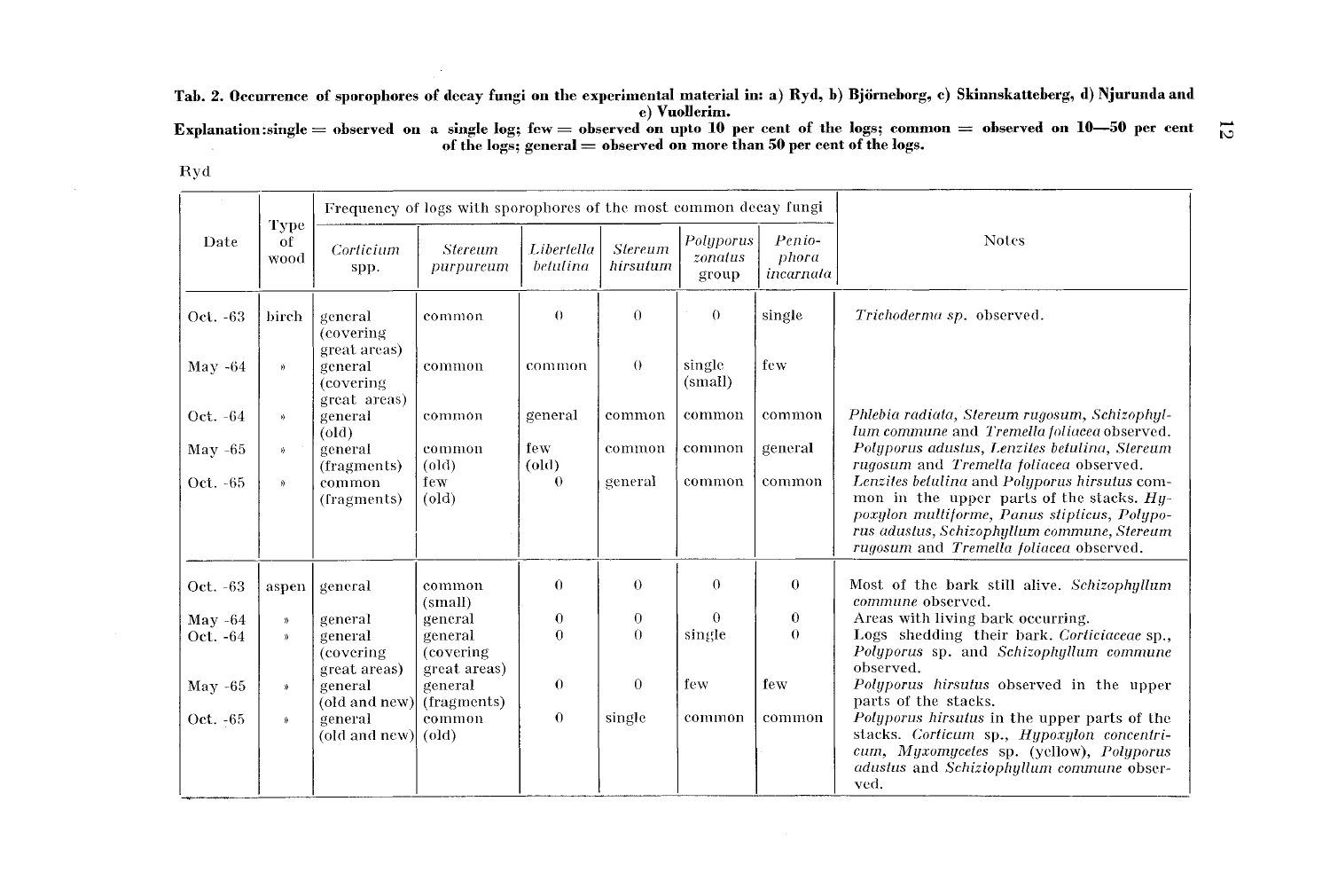**Tab. 2. Occurrence of sporophores of decay fungi on the experimental material in: a) Ryd, b) Björneborg, c) Skinnskatteberg, d) Njurunda and e) Vuollerim.**

**Explanation: single = observed on a single log; few = observed on upto 10 per cent of the logs; common = observed on 10—50 per cent of the logs; general = observed on more than 50 per cent of the logs.**

Ryd

| Date | Type of wood | Frequency of logs with sporophores of the most common decay fungi | | | | | | Notes |
|---|---|---|---|---|---|---|---|---|
| | | *Corticium* spp. | *Stereum purpureum* | *Libertella betulina* | *Stereum hirsutum* | *Polyporus zonatus* group | *Peniophora incarnata* | |
| Oct. -63 | birch | general (covering great areas) | common | 0 | 0 | 0 | single | *Trichoderma sp.* observed. |
| May -64 | » | general (covering great areas) | common | common | 0 | single (small) | few | |
| Oct. -64 | » | general (old) | common | general | common | common | common | *Phlebia radiata, Stereum rugosum, Schizophyllum commune* and *Tremella foliacea* observed. |
| May -65 | » | general (fragments) | common (old) | few (old) | common | common | general | *Polyporus adustus, Lenzites betulina, Stereum rugosum* and *Tremella foliacea* observed. |
| Oct. -65 | » | common (fragments) | few (old) | 0 | general | common | common | *Lenzites betulina* and *Polyporus hirsutus* common in the upper parts of the stacks. *Hypoxylon multiforme, Panus stipticus, Polyporus adustus, Schizophyllum commune, Stereum rugosum* and *Tremella foliacea* observed. |
| Oct. -63 | aspen | general | common (small) | 0 | 0 | 0 | 0 | Most of the bark still alive. *Schizophyllum commune* observed. |
| May -64 | » | general | general | 0 | 0 | 0 | 0 | Areas with living bark occurring. |
| Oct. -64 | » | general (covering great areas) | general (covering great areas) | 0 | 0 | single | 0 | Logs shedding their bark. *Corticiaceae* sp., *Polyporus* sp. and *Schizophyllum commune* observed. |
| May -65 | » | general (old and new) | general (fragments) | 0 | 0 | few | few | *Polyporus hirsutus* observed in the upper parts of the stacks. |
| Oct. -65 | » | general (old and new) | common (old) | 0 | single | common | common | *Polyporus hirsutus* in the upper parts of the stacks. *Corticum* sp., *Hypoxylon concentricum, Myxomycetes* sp. (yellow), *Polyporus adustus* and *Schiziophyllum commune* observed. |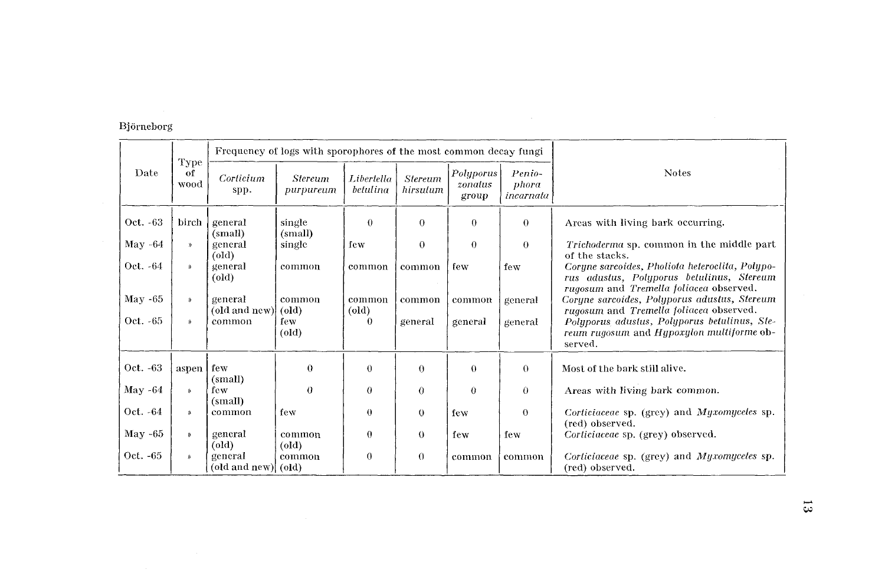Björneborg

| Date | Type of wood | Frequency of logs with sporophores of the most common decay fungi | | | | | | Notes |
|---|---|---|---|---|---|---|---|---|
| | | *Corticium* spp. | *Stereum purpureum* | *Libertella betulina* | *Stereum hirsutum* | *Polyporus zonatus* group | *Peniophora incarnata* | |
| Oct. -63 | birch | general (small) | single (small) | 0 | 0 | 0 | 0 | Areas with living bark occurring. |
| May -64 | » | general (old) | single | few | 0 | 0 | 0 | *Trichoderma* sp. common in the middle part of the stacks. |
| Oct. -64 | » | general (old) | common | common | common | few | few | *Coryne sarcoides*, *Pholiota heteroclita*, *Polyporus adustus*, *Polyporus betulinus*, *Stereum rugosum* and *Tremella foliacea* observed. |
| May -65 | » | general (old and new) | common (old) | common (old) | common | common | general | *Coryne sarcoides*, *Polyporus adustus*, *Stereum rugosum* and *Tremella foliacea* observed. |
| Oct. -65 | » | common | few (old) | 0 | general | general | general | *Polyporus adustus*, *Polyporus betulinus*, *Stereum rugosum* and *Hypoxylon multiforme* observed. |
| Oct. -63 | aspen | few (small) | 0 | 0 | 0 | 0 | 0 | Most of the bark still alive. |
| May -64 | » | few (small) | 0 | 0 | 0 | 0 | 0 | Areas with living bark common. |
| Oct. -64 | » | common | few | 0 | 0 | few | 0 | *Corticiaceae* sp. (grey) and *Myxomycetes* sp. (red) observed. |
| May -65 | » | general (old) | common (old) | 0 | 0 | few | few | *Corticiaceae* sp. (grey) observed. |
| Oct. -65 | » | general (old and new) | common (old) | 0 | 0 | common | common | *Corticiaceae* sp. (grey) and *Myxomycetes* sp. (red) observed. |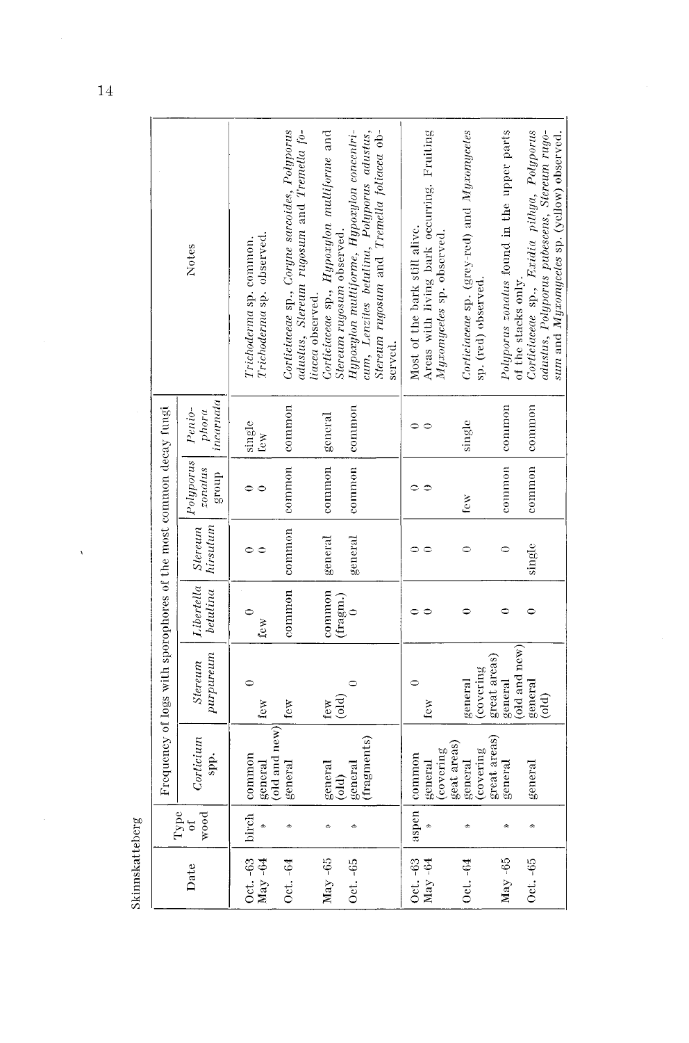Skinnskatteberg

| Date | Type of wood | Frequency of logs with sporophores of the most common decay fungi | | | | | | Notes |
|---|---|---|---|---|---|---|---|---|
| | | *Corticium* spp. | *Stereum purpureum* | *Libertella betulina* | *Stereum hirsutum* | *Polyporus zonatus* group | *Penio-phora incarnata* | |
| Oct. -63 | birch | common | 0 | 0 | 0 | 0 | single | *Trichoderma* sp. common. |
| May -64 | » | general (old and new) | few | few | 0 | 0 | few | *Trichoderma* sp. observed. |
| Oct. -64 | » | general | few | common | common | common | common | *Corticiaceae* sp., *Coryne sarcoides*, *Polyporus adustus*, *Stereum rugosum* and *Tremella foliacea* observed. |
| May -65 | » | general (old) | few (old) | common (fragm.) | general | common | general | *Corticiaceae* sp., *Hypoxylon multiforme* and *Stereum rugosum* observed. |
| Oct. -65 | » | general (fragments) | 0 | 0 | general | common | common | *Hypoxylon multiforme*, *Hypoxylon concentricum*, *Lenzites betulina*, *Polyporus adustus*, *Stereum rugosum* and *Tremella foliacea* observed. |
| Oct. -63 | aspen | common | 0 | 0 | 0 | 0 | 0 | Most of the bark still alive. |
| May -64 | » | general (covering geat areas) | few | 0 | 0 | 0 | 0 | Areas with living bark occurring. Fruiting *Myxomycetes* sp. observed. |
| Oct. -64 | » | general (covering great areas) | general (covering great areas) | 0 | 0 | few | single | *Corticiaceae* sp. (grey-red) and *Myxomycetes* sp. (red) observed. |
| May -65 | » | general | general (old and new) | 0 | 0 | common | common | *Polyporus zonatus* found in the upper parts of the stacks only. |
| Oct. -65 | » | general | general (old) | 0 | single | common | common | *Corticiaceae* sp., *Exidia pithya*, *Polyporus adustus*, *Polyporus pubescens*, *Stereum rugosum* and *Myxomycetes* sp. (yellow) observed. |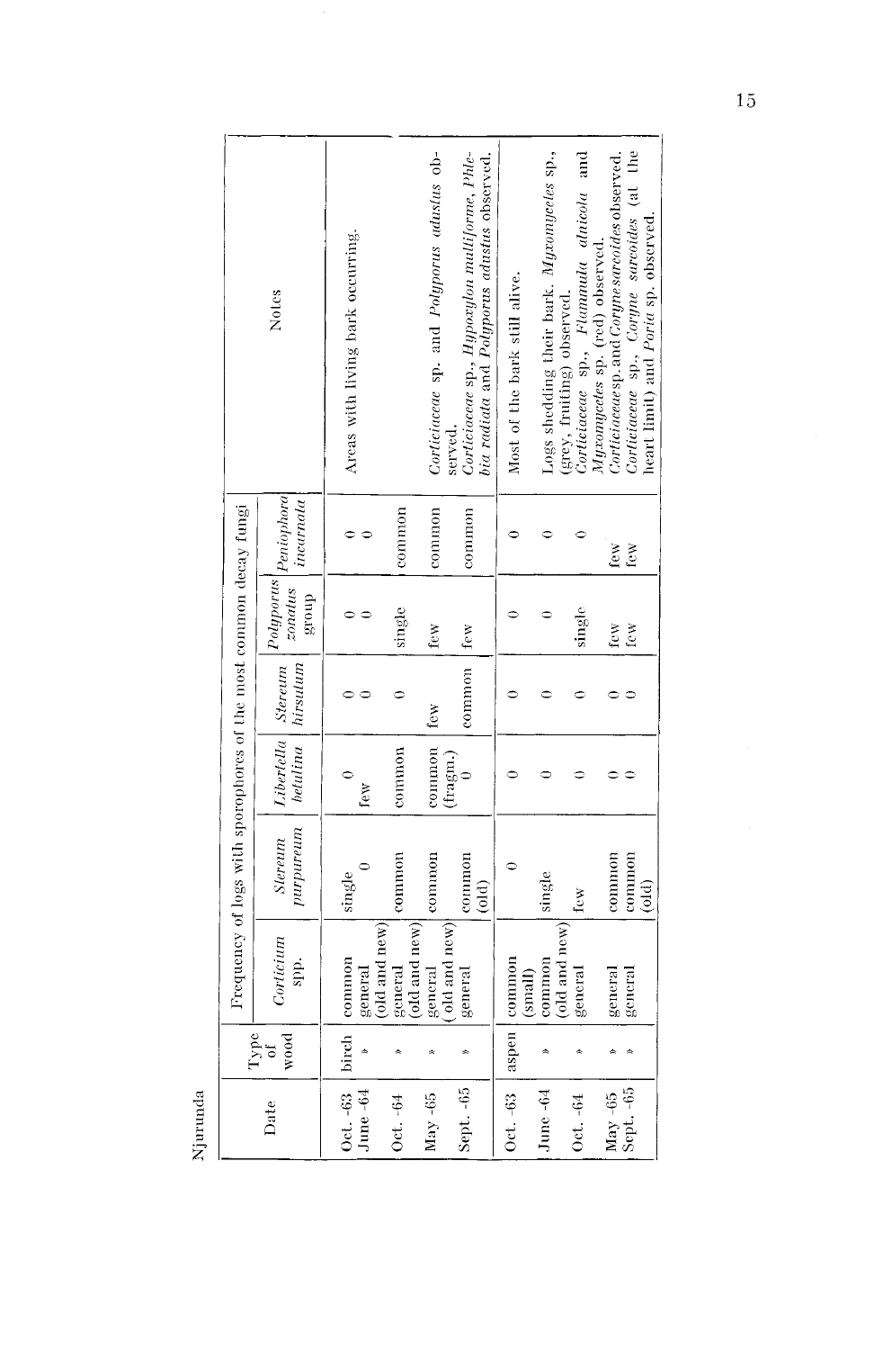Njurunda

| Date | Type of wood | Frequency of logs with sporophores of the most common decay fungi | | | | | | Notes |
|---|---|---|---|---|---|---|---|---|
| | | *Corticium* spp. | *Stereum purpureum* | *Libertella betulina* | *Stereum hirsutum* | *Polyporus zonatus* group | *Peniophora incarnata* | |
| Oct. -63 | birch | common | single | 0 | 0 | 0 | 0 | Areas with living bark occurring. |
| June -64 | » | general (old and new) | 0 | few | 0 | 0 | 0 | |
| Oct. -64 | » | general (old and new) | common | common | 0 | single | common | |
| May -65 | » | general (old and new) | common | common (fragm.) | few | few | common | *Corticiaceae* sp. and *Polyporus adustus* observed. |
| Sept. -65 | » | general | common (old) | 0 | common | few | common | *Corticiaceae* sp., *Hypoxylon multiforme*, *Phlebia radiata* and *Polyporus adustus* observed. |
| Oct. -63 | aspen | common (small) | 0 | 0 | 0 | 0 | 0 | Most of the bark still alive. |
| June -64 | » | common (old and new) | single | 0 | 0 | 0 | 0 | Logs shedding their bark. *Myxomycetes* sp., (grey, fruiting) observed. |
| Oct. -64 | » | general | few | 0 | 0 | single | 0 | *Corticiaceae* sp., *Flammula alnicola* and *Myxomycetes* sp. (red) observed. |
| May -65 | » | general | common | 0 | 0 | few | few | *Corticiaceae* sp. and *Coryne sarcoides* observed. |
| Sept. -65 | » | general | common (old) | 0 | 0 | few | few | *Corticiaceae* sp., *Coryne sarcoides* (at the heart limit) and *Poria* sp. observed. |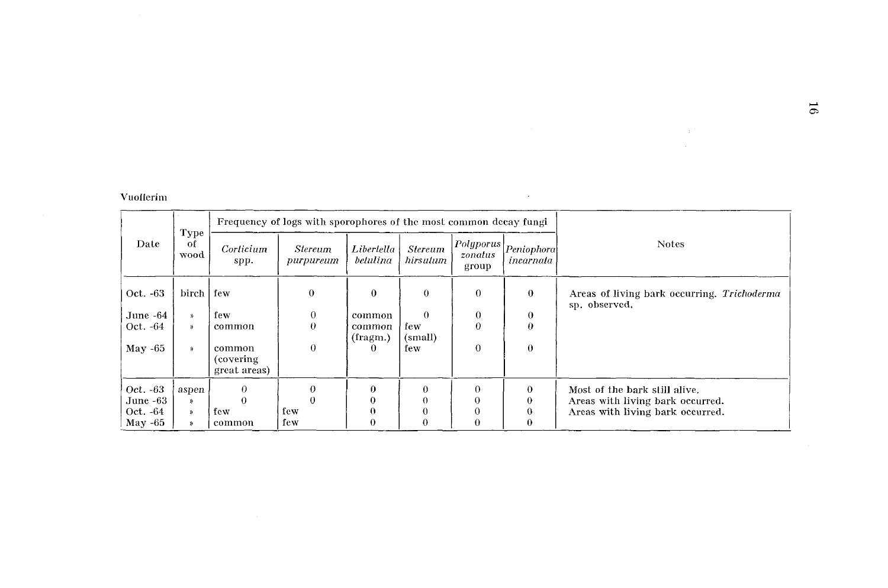Vuollerim

| Date | Type of wood | Frequency of logs with sporophores of the most common decay fungi | | | | | | Notes |
|---|---|---|---|---|---|---|---|---|
| | | *Corticium* spp. | *Stereum purpureum* | *Liberlella betulina* | *Stereum hirsutum* | *Polyporus zonatus* group | *Peniophora incarnata* | |
| Oct. -63 | birch | few | 0 | 0 | 0 | 0 | 0 | Areas of living bark occurring. *Trichoderma* sp. observed. |
| June -64 | » | few | 0 | common | 0 | 0 | 0 | |
| Oct. -64 | » | common | 0 | common (fragm.) | few (small) | 0 | 0 | |
| May -65 | » | common (covering great areas) | 0 | 0 | few | 0 | 0 | |
| Oct. -63 | aspen | 0 | 0 | 0 | 0 | 0 | 0 | Most of the bark still alive. |
| June -63 | » | 0 | 0 | 0 | 0 | 0 | 0 | Areas with living bark occurred. |
| Oct. -64 | » | few | few | 0 | 0 | 0 | 0 | Areas with living bark occurred. |
| May -65 | » | common | few | 0 | 0 | 0 | 0 | |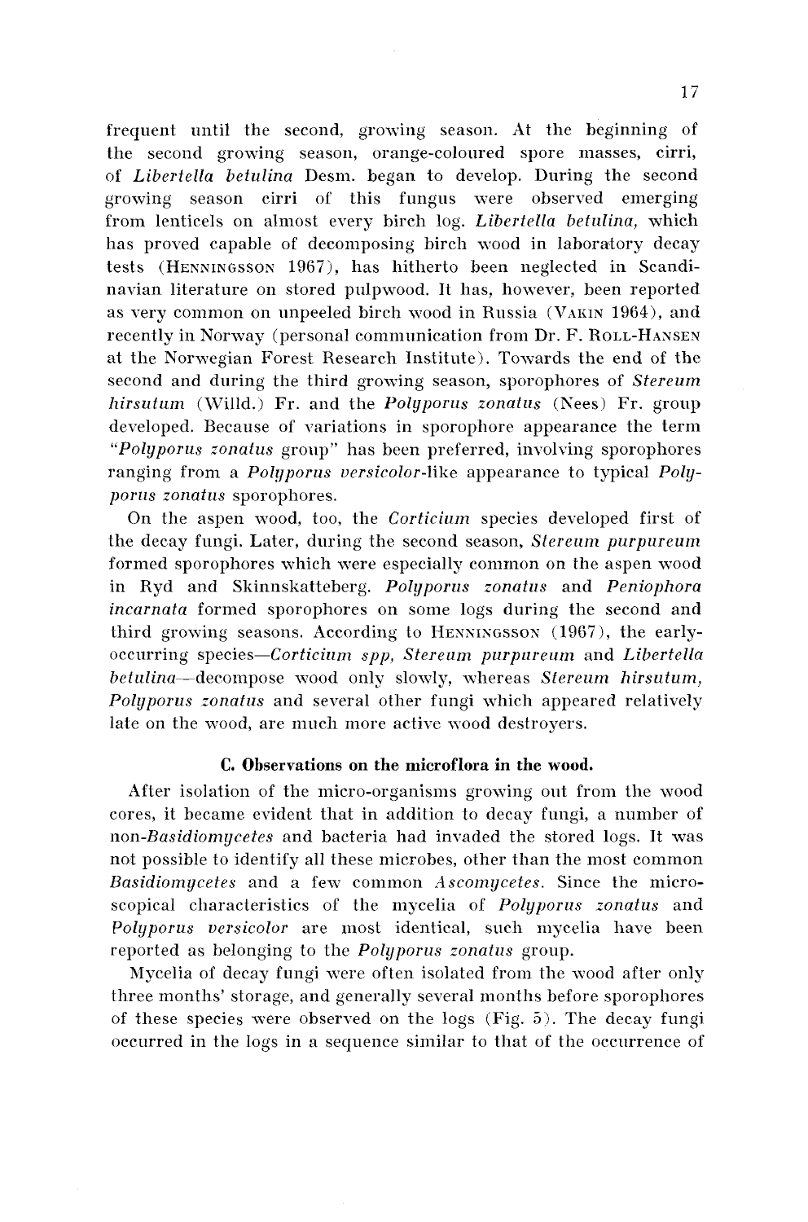frequent until the second, growing season. At the beginning of the second growing season, orange-coloured spore masses, cirri, of *Libertella betulina* Desm. began to develop. During the second growing season cirri of this fungus were observed emerging from lenticels on almost every birch log. *Libertella betulina,* which has proved capable of decomposing birch wood in laboratory decay tests (HENNINGSSON 1967), has hitherto been neglected in Scandinavian literature on stored pulpwood. It has, however, been reported as very common on unpeeled birch wood in Russia (VAKIN 1964), and recently in Norway (personal communication from Dr. F. ROLL-HANSEN at the Norwegian Forest Research Institute). Towards the end of the second and during the third growing season, sporophores of *Stereum hirsutum* (Willd.) Fr. and the *Polyporus zonatus* (Nees) Fr. group developed. Because of variations in sporophore appearance the term "*Polyporus zonatus* group" has been preferred, involving sporophores ranging from a *Polyporus versicolor*-like appearance to typical *Polyporus zonatus* sporophores.

On the aspen wood, too, the *Corticium* species developed first of the decay fungi. Later, during the second season, *Stereum purpureum* formed sporophores which were especially common on the aspen wood in Ryd and Skinnskatteberg. *Polyporus zonatus* and *Peniophora incarnata* formed sporophores on some logs during the second and third growing seasons. According to HENNINGSSON (1967), the early-occurring species—*Corticium spp, Stereum purpureum* and *Libertella betulina*—decompose wood only slowly, whereas *Stereum hirsutum, Polyporus zonatus* and several other fungi which appeared relatively late on the wood, are much more active wood destroyers.

### C. Observations on the microflora in the wood.

After isolation of the micro-organisms growing out from the wood cores, it became evident that in addition to decay fungi, a number of non-*Basidiomycetes* and bacteria had invaded the stored logs. It was not possible to identify all these microbes, other than the most common *Basidiomycetes* and a few common *Ascomycetes.* Since the microscopical characteristics of the mycelia of *Polyporus zonatus* and *Polyporus versicolor* are most identical, such mycelia have been reported as belonging to the *Polyporus zonatus* group.

Mycelia of decay fungi were often isolated from the wood after only three months' storage, and generally several months before sporophores of these species were observed on the logs (Fig. 5). The decay fungi occurred in the logs in a sequence similar to that of the occurrence of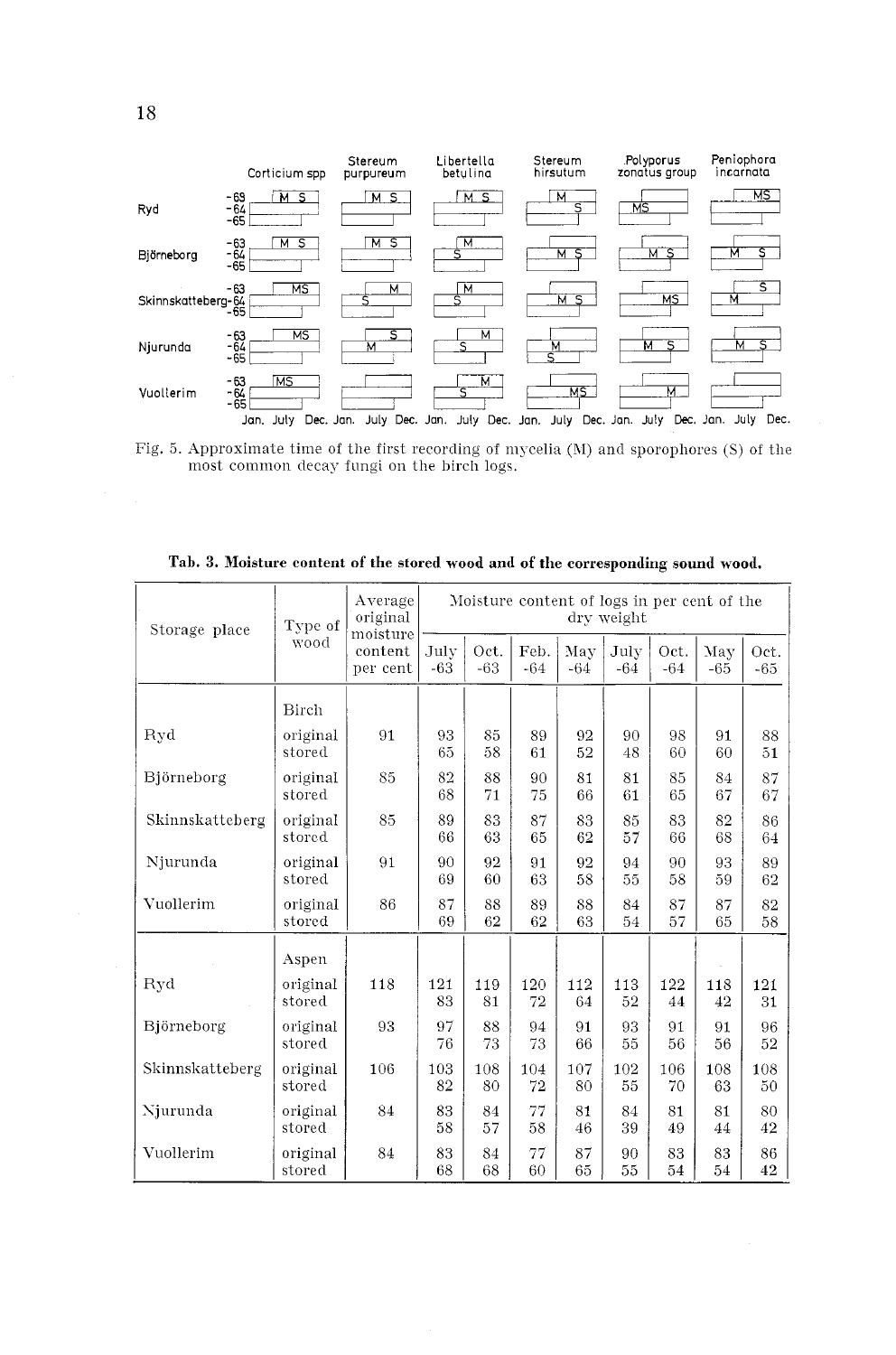Fig. 5. Approximate time of the first recording of mycelia (M) and sporophores (S) of the most common decay fungi on the birch logs.

**Tab. 3. Moisture content of the stored wood and of the corresponding sound wood.**

| Storage place | Type of wood | Average original moisture content per cent | Moisture content of logs in per cent of the dry weight | | | | | | | |
|---|---|---|---|---|---|---|---|---|---|---|
| | | | July -63 | Oct. -63 | Feb. -64 | May -64 | July -64 | Oct. -64 | May -65 | Oct. -65 |
| | Birch | | | | | | | | | |
| Ryd | original | 91 | 93 | 85 | 89 | 92 | 90 | 98 | 91 | 88 |
| | stored | | 65 | 58 | 61 | 52 | 48 | 60 | 60 | 51 |
| Björneborg | original | 85 | 82 | 88 | 90 | 81 | 81 | 85 | 84 | 87 |
| | stored | | 68 | 71 | 75 | 66 | 61 | 65 | 67 | 67 |
| Skinnskatteberg | original | 85 | 89 | 83 | 87 | 83 | 85 | 83 | 82 | 86 |
| | stored | | 66 | 63 | 65 | 62 | 57 | 66 | 68 | 64 |
| Njurunda | original | 91 | 90 | 92 | 91 | 92 | 94 | 90 | 93 | 89 |
| | stored | | 69 | 60 | 63 | 58 | 55 | 58 | 59 | 62 |
| Vuollerim | original | 86 | 87 | 88 | 89 | 88 | 84 | 87 | 87 | 82 |
| | stored | | 69 | 62 | 62 | 63 | 54 | 57 | 65 | 58 |
| | Aspen | | | | | | | | | |
| Ryd | original | 118 | 121 | 119 | 120 | 112 | 113 | 122 | 118 | 121 |
| | stored | | 83 | 81 | 72 | 64 | 52 | 44 | 42 | 31 |
| Björneborg | original | 93 | 97 | 88 | 94 | 91 | 93 | 91 | 91 | 96 |
| | stored | | 76 | 73 | 73 | 66 | 55 | 56 | 56 | 52 |
| Skinnskatteberg | original | 106 | 103 | 108 | 104 | 107 | 102 | 106 | 108 | 108 |
| | stored | | 82 | 80 | 72 | 80 | 55 | 70 | 63 | 50 |
| Njurunda | original | 84 | 83 | 84 | 77 | 81 | 84 | 81 | 81 | 80 |
| | stored | | 58 | 57 | 58 | 46 | 39 | 49 | 44 | 42 |
| Vuollerim | original | 84 | 83 | 84 | 77 | 87 | 90 | 83 | 83 | 86 |
| | stored | | 68 | 68 | 60 | 65 | 55 | 54 | 54 | 42 |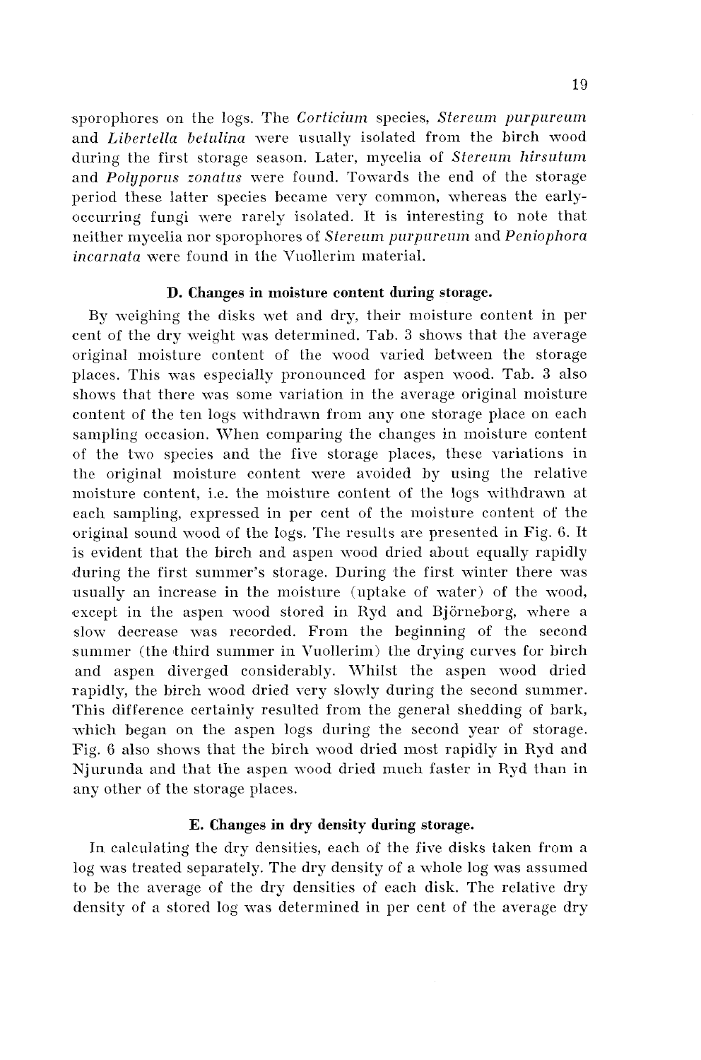sporophores on the logs. The *Corticium* species, *Stereum purpureum* and *Libertella betulina* were usually isolated from the birch wood during the first storage season. Later, mycelia of *Stereum hirsutum* and *Polyporus zonatus* were found. Towards the end of the storage period these latter species became very common, whereas the early-occurring fungi were rarely isolated. It is interesting to note that neither mycelia nor sporophores of *Stereum purpureum* and *Peniophora incarnata* were found in the Vuollerim material.

### D. Changes in moisture content during storage.

By weighing the disks wet and dry, their moisture content in per cent of the dry weight was determined. Tab. 3 shows that the average original moisture content of the wood varied between the storage places. This was especially pronounced for aspen wood. Tab. 3 also shows that there was some variation in the average original moisture content of the ten logs withdrawn from any one storage place on each sampling occasion. When comparing the changes in moisture content of the two species and the five storage places, these variations in the original moisture content were avoided by using the relative moisture content, i.e. the moisture content of the logs withdrawn at each sampling, expressed in per cent of the moisture content of the original sound wood of the logs. The results are presented in Fig. 6. It is evident that the birch and aspen wood dried about equally rapidly during the first summer's storage. During the first winter there was usually an increase in the moisture (uptake of water) of the wood, except in the aspen wood stored in Ryd and Björneborg, where a slow decrease was recorded. From the beginning of the second summer (the third summer in Vuollerim) the drying curves for birch and aspen diverged considerably. Whilst the aspen wood dried rapidly, the birch wood dried very slowly during the second summer. This difference certainly resulted from the general shedding of bark, which began on the aspen logs during the second year of storage. Fig. 6 also shows that the birch wood dried most rapidly in Ryd and Njurunda and that the aspen wood dried much faster in Ryd than in any other of the storage places.

### E. Changes in dry density during storage.

In calculating the dry densities, each of the five disks taken from a log was treated separately. The dry density of a whole log was assumed to be the average of the dry densities of each disk. The relative dry density of a stored log was determined in per cent of the average dry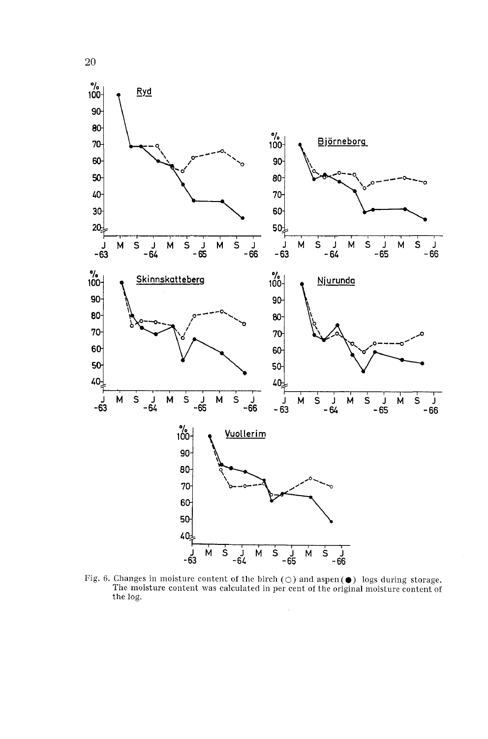Fig. 6. Changes in moisture content of the birch (○) and aspen (●) logs during storage. The moisture content was calculated in per cent of the original moisture content of the log.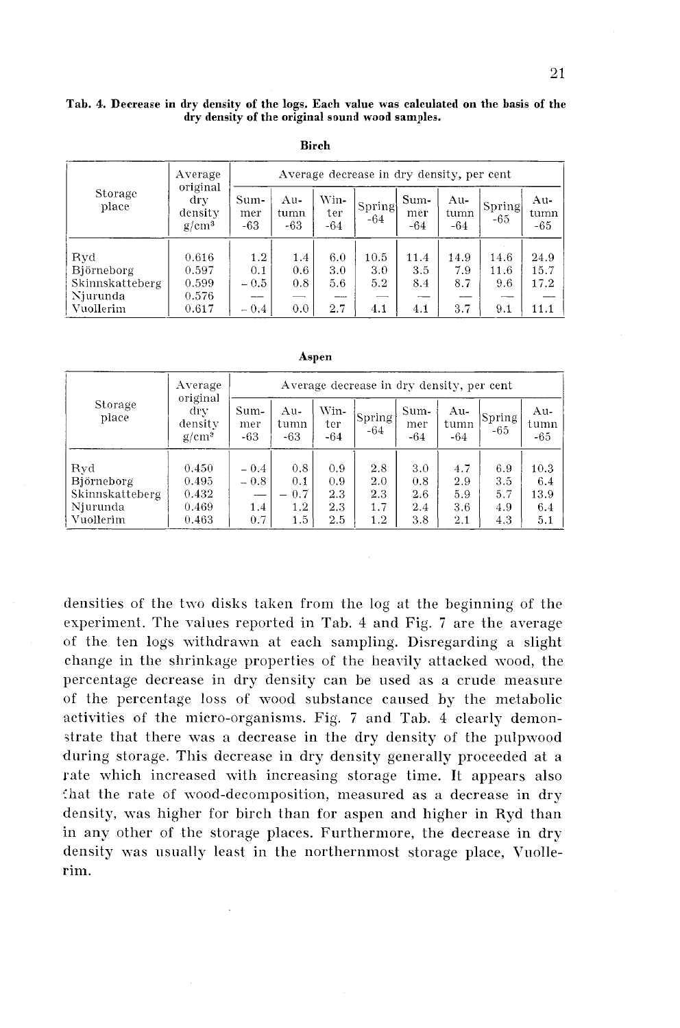**Tab. 4. Decrease in dry density of the logs. Each value was calculated on the basis of the dry density of the original sound wood samples.**

**Birch**

| Storage place | Average original dry density g/cm³ | Average decrease in dry density, per cent | | | | | | | |
|---|---|---|---|---|---|---|---|---|---|
| | | Summer -63 | Autumn -63 | Winter -64 | Spring -64 | Summer -64 | Autumn -64 | Spring -65 | Autumn -65 |
| Ryd | 0.616 | 1.2 | 1.4 | 6.0 | 10.5 | 11.4 | 14.9 | 14.6 | 24.9 |
| Björneborg | 0.597 | 0.1 | 0.6 | 3.0 | 3.0 | 3.5 | 7.9 | 11.6 | 15.7 |
| Skinnskatteberg | 0.599 | – 0.5 | 0.8 | 5.6 | 5.2 | 8.4 | 8.7 | 9.6 | 17.2 |
| Njurunda | 0.576 | — | — | — | — | — | — | — | — |
| Vuollerim | 0.617 | – 0.4 | 0.0 | 2.7 | 4.1 | 4.1 | 3.7 | 9.1 | 11.1 |

**Aspen**

| Storage place | Average original dry density g/cm³ | Average decrease in dry density, per cent | | | | | | | |
|---|---|---|---|---|---|---|---|---|---|
| | | Summer -63 | Autumn -63 | Winter -64 | Spring -64 | Summer -64 | Autumn -64 | Spring -65 | Autumn -65 |
| Ryd | 0.450 | – 0.4 | 0.8 | 0.9 | 2.8 | 3.0 | 4.7 | 6.9 | 10.3 |
| Björneborg | 0.495 | – 0.8 | 0.1 | 0.9 | 2.0 | 0.8 | 2.9 | 3.5 | 6.4 |
| Skinnskatteberg | 0.432 | — | – 0.7 | 2.3 | 2.3 | 2.6 | 5.9 | 5.7 | 13.9 |
| Njurunda | 0.469 | 1.4 | 1.2 | 2.3 | 1.7 | 2.4 | 3.6 | 4.9 | 6.4 |
| Vuollerim | 0.463 | 0.7 | 1.5 | 2.5 | 1.2 | 3.8 | 2.1 | 4.3 | 5.1 |

densities of the two disks taken from the log at the beginning of the experiment. The values reported in Tab. 4 and Fig. 7 are the average of the ten logs withdrawn at each sampling. Disregarding a slight change in the shrinkage properties of the heavily attacked wood, the percentage decrease in dry density can be used as a crude measure of the percentage loss of wood substance caused by the metabolic activities of the micro-organisms. Fig. 7 and Tab. 4 clearly demonstrate that there was a decrease in the dry density of the pulpwood during storage. This decrease in dry density generally proceeded at a rate which increased with increasing storage time. It appears also that the rate of wood-decomposition, measured as a decrease in dry density, was higher for birch than for aspen and higher in Ryd than in any other of the storage places. Furthermore, the decrease in dry density was usually least in the northernmost storage place, Vuollerim.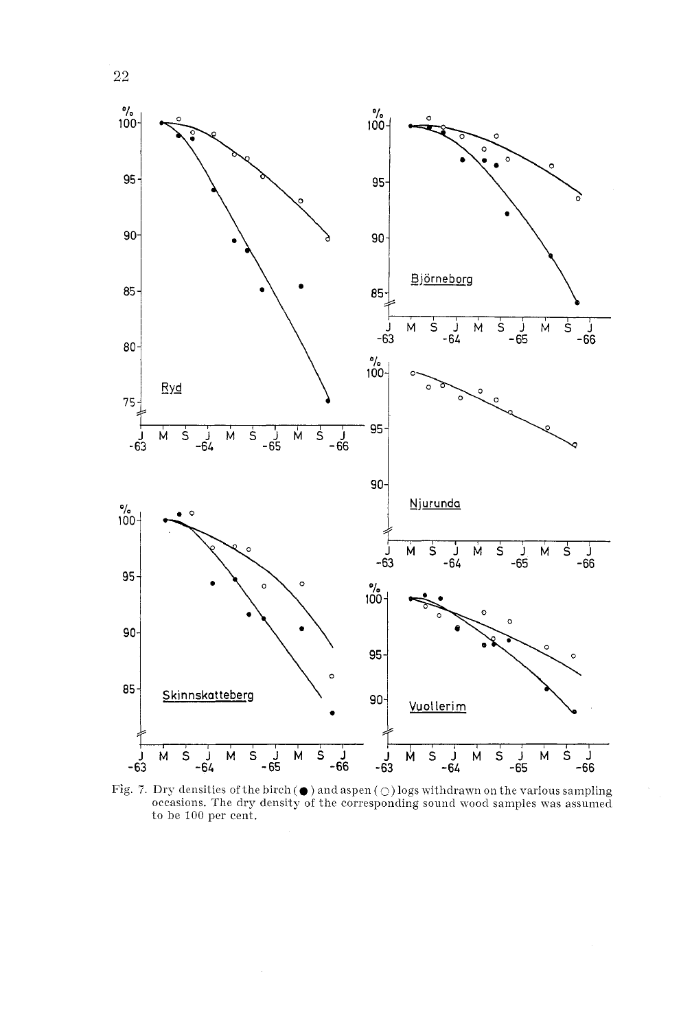Fig. 7. Dry densities of the birch (●) and aspen (○) logs withdrawn on the various sampling occasions. The dry density of the corresponding sound wood samples was assumed to be 100 per cent.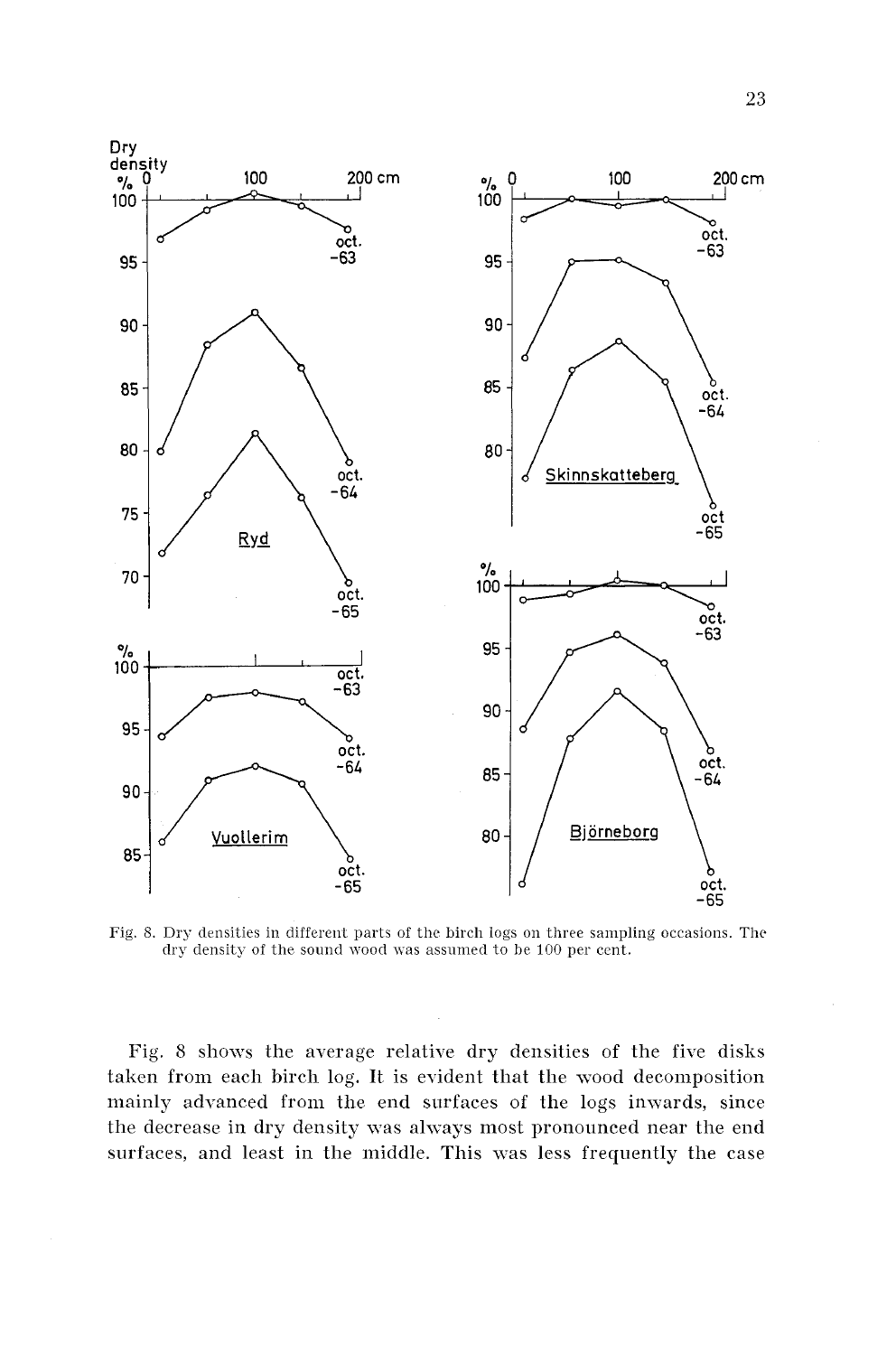Fig. 8. Dry densities in different parts of the birch logs on three sampling occasions. The dry density of the sound wood was assumed to be 100 per cent.

Fig. 8 shows the average relative dry densities of the five disks taken from each birch log. It is evident that the wood decomposition mainly advanced from the end surfaces of the logs inwards, since the decrease in dry density was always most pronounced near the end surfaces, and least in the middle. This was less frequently the case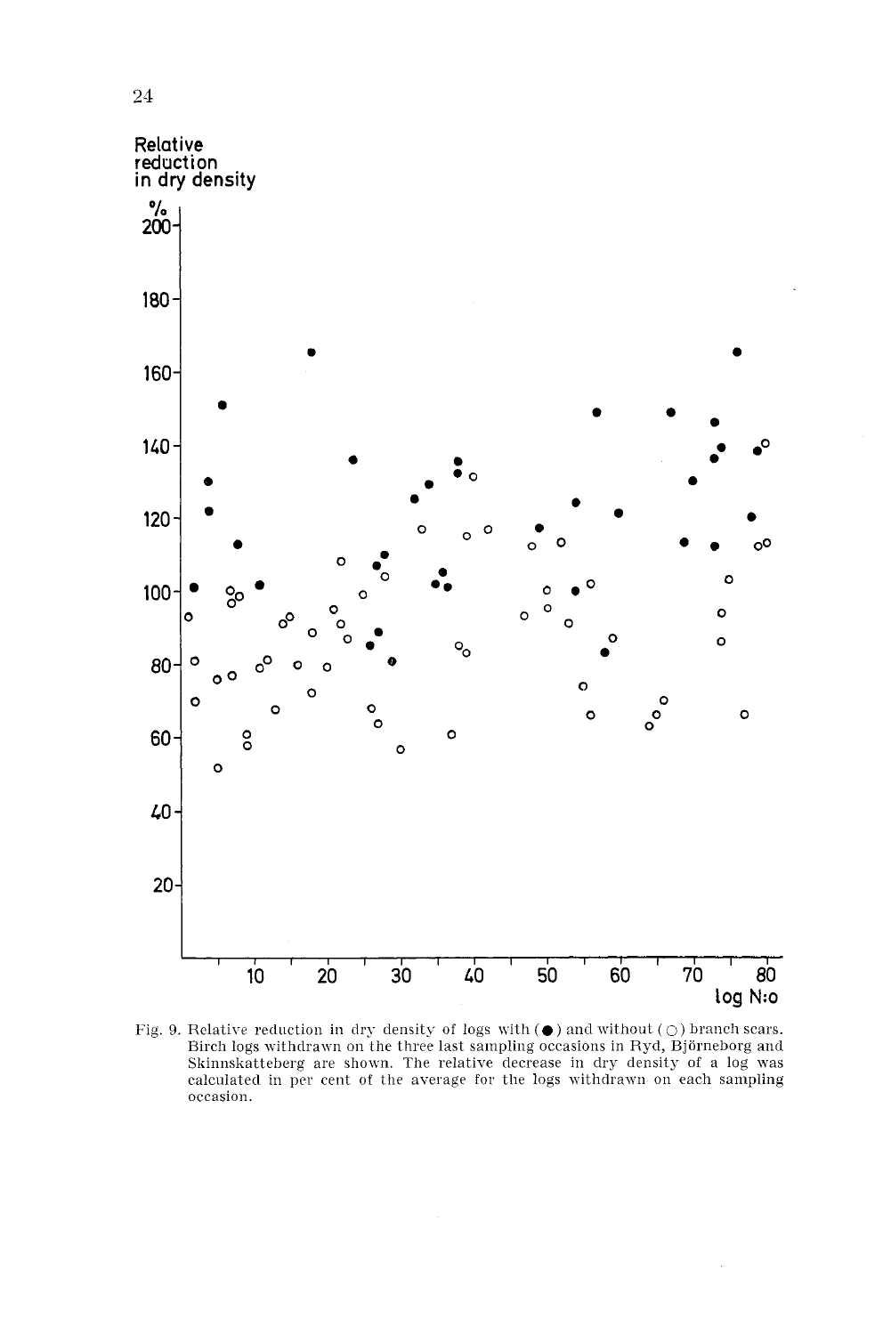Relative reduction in dry density

%

log N:o

Fig. 9. Relative reduction in dry density of logs with (●) and without (○) branch scars. Birch logs withdrawn on the three last sampling occasions in Ryd, Björneborg and Skinnskatteberg are shown. The relative decrease in dry density of a log was calculated in per cent of the average for the logs withdrawn on each sampling occasion.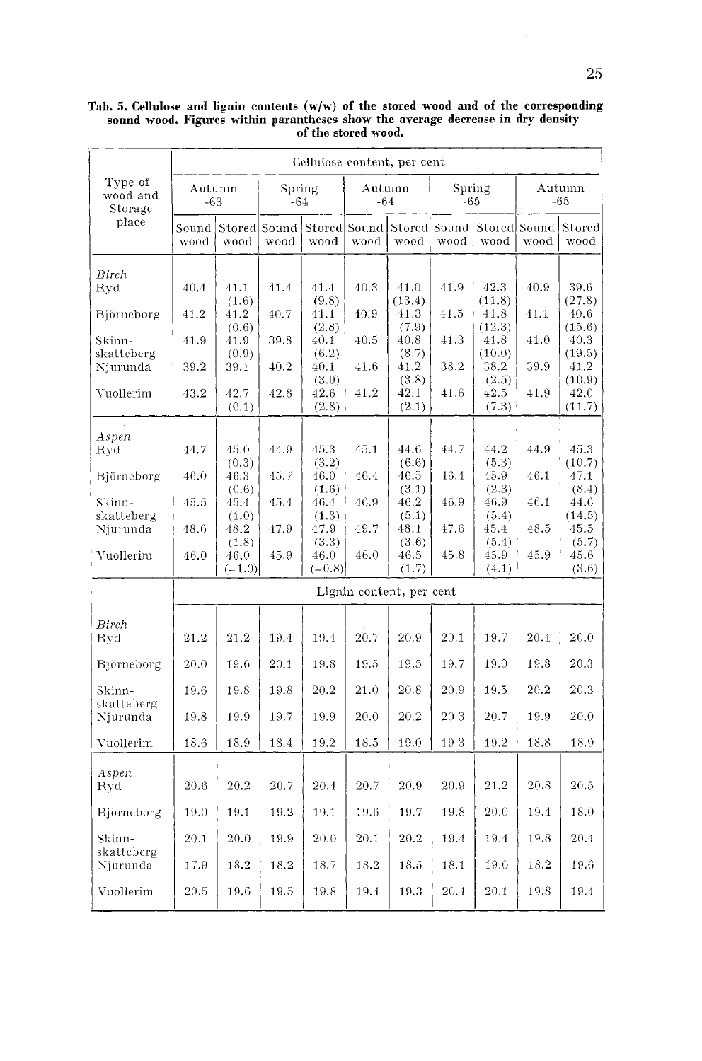**Tab. 5. Cellulose and lignin contents (w/w) of the stored wood and of the corresponding sound wood. Figures within parantheses show the average decrease in dry density of the stored wood.**

| Type of wood and Storage place | Cellulose content, per cent | | | | | | | | | |
|---|---|---|---|---|---|---|---|---|---|---|
| | Autumn -63 | | Spring -64 | | Autumn -64 | | Spring -65 | | Autumn -65 | |
| | Sound wood | Stored wood | Sound wood | Stored wood | Sound wood | Stored wood | Sound wood | Stored wood | Sound wood | Stored wood |
| *Birch* | | | | | | | | | | |
| Ryd | 40.4 | 41.1 (1.6) | 41.4 | 41.4 (9.8) | 40.3 | 41.0 (13.4) | 41.9 | 42.3 (11.8) | 40.9 | 39.6 (27.8) |
| Björneborg | 41.2 | 41.2 (0.6) | 40.7 | 41.1 (2.8) | 40.9 | 41.3 (7.9) | 41.5 | 41.8 (12.3) | 41.1 | 40.6 (15.6) |
| Skinn-skatteberg | 41.9 | 41.9 (0.9) | 39.8 | 40.1 (6.2) | 40.5 | 40.8 (8.7) | 41.3 | 41.8 (10.0) | 41.0 | 40.3 (19.5) |
| Njurunda | 39.2 | 39.1 | 40.2 | 40.1 (3.0) | 41.6 | 41.2 (3.8) | 38.2 | 38.2 (2.5) | 39.9 | 41.2 (10.9) |
| Vuollerim | 43.2 | 42.7 (0.1) | 42.8 | 42.6 (2.8) | 41.2 | 42.1 (2.1) | 41.6 | 42.5 (7.3) | 41.9 | 42.0 (11.7) |
| *Aspen* | | | | | | | | | | |
| Ryd | 44.7 | 45.0 (0.3) | 44.9 | 45.3 (3.2) | 45.1 | 44.6 (6.6) | 44.7 | 44.2 (5.3) | 44.9 | 45.3 (10.7) |
| Björneborg | 46.0 | 46.3 (0.6) | 45.7 | 46.0 (1.6) | 46.4 | 46.5 (3.1) | 46.4 | 45.9 (2.3) | 46.1 | 47.1 (8.4) |
| Skinn-skatteberg | 45.5 | 45.4 (1.0) | 45.4 | 46.4 (1.3) | 46.9 | 46.2 (5.1) | 46.9 | 46.9 (5.4) | 46.1 | 44.6 (14.5) |
| Njurunda | 48.6 | 48.2 (1.8) | 47.9 | 47.9 (3.3) | 49.7 | 48.1 (3.6) | 47.6 | 45.4 (5.4) | 48.5 | 45.5 (5.7) |
| Vuollerim | 46.0 | 46.0 (−1.0) | 45.9 | 46.0 (−0.8) | 46.0 | 46.5 (1.7) | 45.8 | 45.9 (4.1) | 45.9 | 45.6 (3.6) |
| | **Lignin content, per cent** | | | | | | | | | |
| *Birch* | | | | | | | | | | |
| Ryd | 21.2 | 21.2 | 19.4 | 19.4 | 20.7 | 20.9 | 20.1 | 19.7 | 20.4 | 20.0 |
| Björneborg | 20.0 | 19.6 | 20.1 | 19.8 | 19.5 | 19.5 | 19.7 | 19.0 | 19.8 | 20.3 |
| Skinn-skatteberg | 19.6 | 19.8 | 19.8 | 20.2 | 21.0 | 20.8 | 20.9 | 19.5 | 20.2 | 20.3 |
| Njurunda | 19.8 | 19.9 | 19.7 | 19.9 | 20.0 | 20.2 | 20.3 | 20.7 | 19.9 | 20.0 |
| Vuollerim | 18.6 | 18.9 | 18.4 | 19.2 | 18.5 | 19.0 | 19.3 | 19.2 | 18.8 | 18.9 |
| *Aspen* | | | | | | | | | | |
| Ryd | 20.6 | 20.2 | 20.7 | 20.4 | 20.7 | 20.9 | 20.9 | 21.2 | 20.8 | 20.5 |
| Björneborg | 19.0 | 19.1 | 19.2 | 19.1 | 19.6 | 19.7 | 19.8 | 20.0 | 19.4 | 18.0 |
| Skinn-skatteberg | 20.1 | 20.0 | 19.9 | 20.0 | 20.1 | 20.2 | 19.4 | 19.4 | 19.8 | 20.4 |
| Njurunda | 17.9 | 18.2 | 18.2 | 18.7 | 18.2 | 18.5 | 18.1 | 19.0 | 18.2 | 19.6 |
| Vuollerim | 20.5 | 19.6 | 19.5 | 19.8 | 19.4 | 19.3 | 20.4 | 20.1 | 19.8 | 19.4 |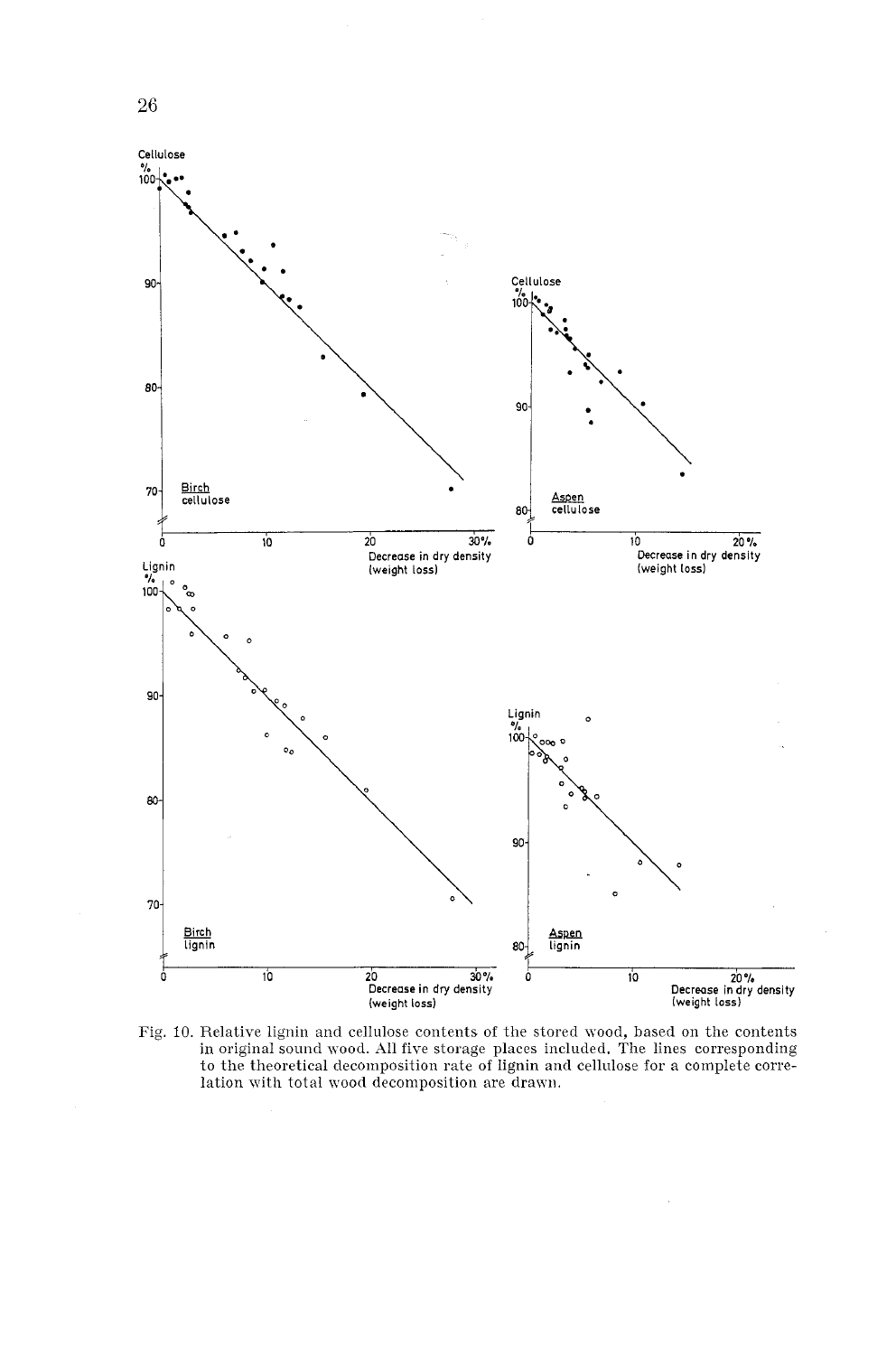Fig. 10. Relative lignin and cellulose contents of the stored wood, based on the contents in original sound wood. All five storage places included. The lines corresponding to the theoretical decomposition rate of lignin and cellulose for a complete correlation with total wood decomposition are drawn.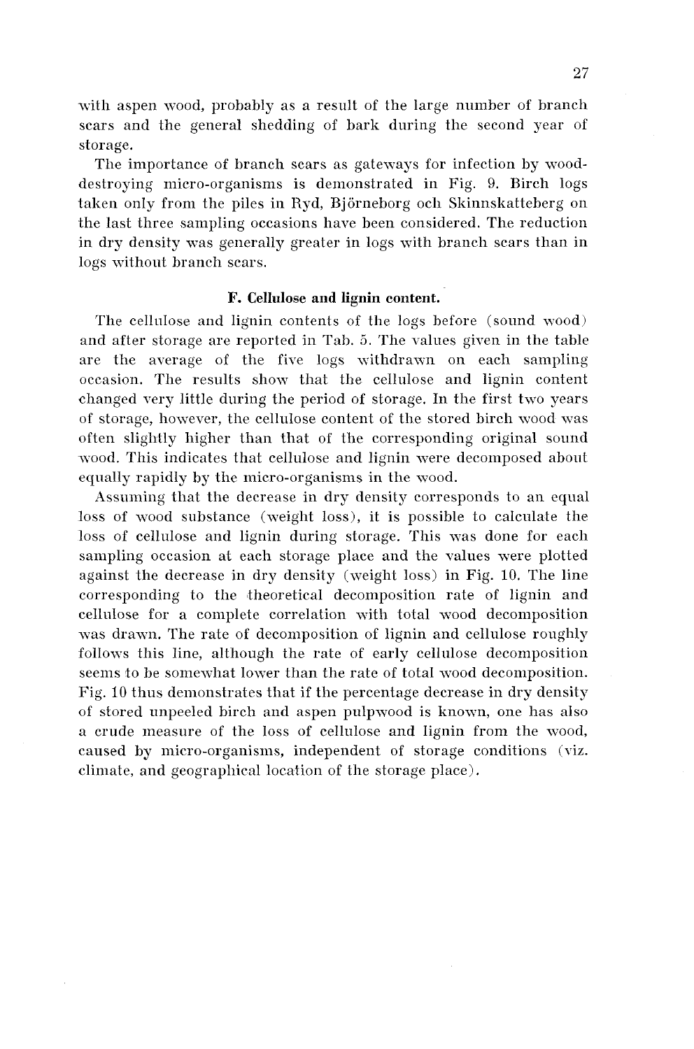with aspen wood, probably as a result of the large number of branch scars and the general shedding of bark during the second year of storage.

The importance of branch scars as gateways for infection by wood-destroying micro-organisms is demonstrated in Fig. 9. Birch logs taken only from the piles in Ryd, Björneborg och Skinnskatteberg on the last three sampling occasions have been considered. The reduction in dry density was generally greater in logs with branch scars than in logs without branch scars.

### F. Cellulose and lignin content.

The cellulose and lignin contents of the logs before (sound wood) and after storage are reported in Tab. 5. The values given in the table are the average of the five logs withdrawn on each sampling occasion. The results show that the cellulose and lignin content changed very little during the period of storage. In the first two years of storage, however, the cellulose content of the stored birch wood was often slightly higher than that of the corresponding original sound wood. This indicates that cellulose and lignin were decomposed about equally rapidly by the micro-organisms in the wood.

Assuming that the decrease in dry density corresponds to an equal loss of wood substance (weight loss), it is possible to calculate the loss of cellulose and lignin during storage. This was done for each sampling occasion at each storage place and the values were plotted against the decrease in dry density (weight loss) in Fig. 10. The line corresponding to the theoretical decomposition rate of lignin and cellulose for a complete correlation with total wood decomposition was drawn. The rate of decomposition of lignin and cellulose roughly follows this line, although the rate of early cellulose decomposition seems to be somewhat lower than the rate of total wood decomposition. Fig. 10 thus demonstrates that if the percentage decrease in dry density of stored unpeeled birch and aspen pulpwood is known, one has also a crude measure of the loss of cellulose and lignin from the wood, caused by micro-organisms, independent of storage conditions (viz. climate, and geographical location of the storage place).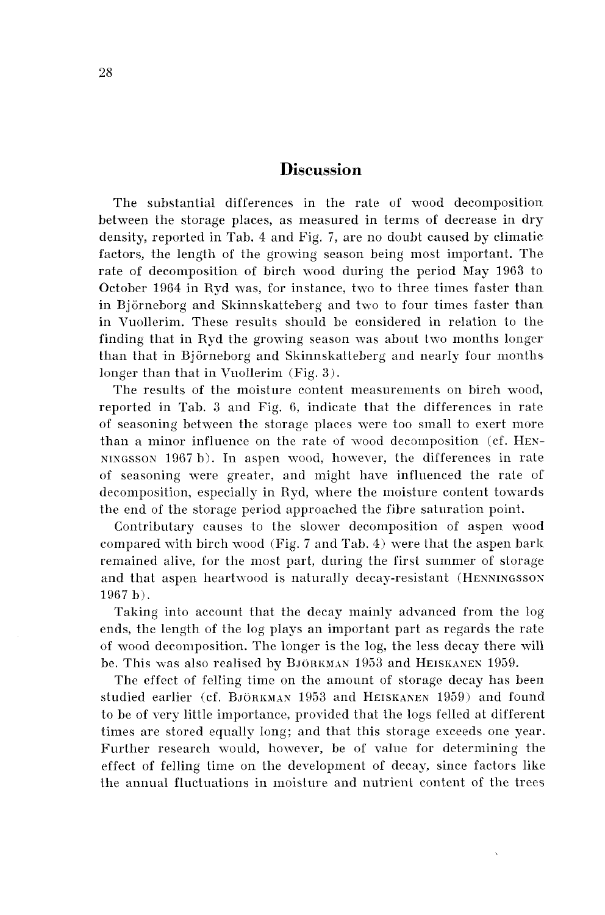## Discussion

The substantial differences in the rate of wood decomposition between the storage places, as measured in terms of decrease in dry density, reported in Tab. 4 and Fig. 7, are no doubt caused by climatic factors, the length of the growing season being most important. The rate of decomposition of birch wood during the period May 1963 to October 1964 in Ryd was, for instance, two to three times faster than in Björneborg and Skinnskatteberg and two to four times faster than in Vuollerim. These results should be considered in relation to the finding that in Ryd the growing season was about two months longer than that in Björneborg and Skinnskatteberg and nearly four months longer than that in Vuollerim (Fig. 3).

The results of the moisture content measurements on birch wood, reported in Tab. 3 and Fig. 6, indicate that the differences in rate of seasoning between the storage places were too small to exert more than a minor influence on the rate of wood decomposition (cf. Henningsson 1967 b). In aspen wood, however, the differences in rate of seasoning were greater, and might have influenced the rate of decomposition, especially in Ryd, where the moisture content towards the end of the storage period approached the fibre saturation point.

Contributary causes to the slower decomposition of aspen wood compared with birch wood (Fig. 7 and Tab. 4) were that the aspen bark remained alive, for the most part, during the first summer of storage and that aspen heartwood is naturally decay-resistant (Henningsson 1967 b).

Taking into account that the decay mainly advanced from the log ends, the length of the log plays an important part as regards the rate of wood decomposition. The longer is the log, the less decay there will be. This was also realised by Björkman 1953 and Heiskanen 1959.

The effect of felling time on the amount of storage decay has been studied earlier (cf. Björkman 1953 and Heiskanen 1959) and found to be of very little importance, provided that the logs felled at different times are stored equally long; and that this storage exceeds one year. Further research would, however, be of value for determining the effect of felling time on the development of decay, since factors like the annual fluctuations in moisture and nutrient content of the trees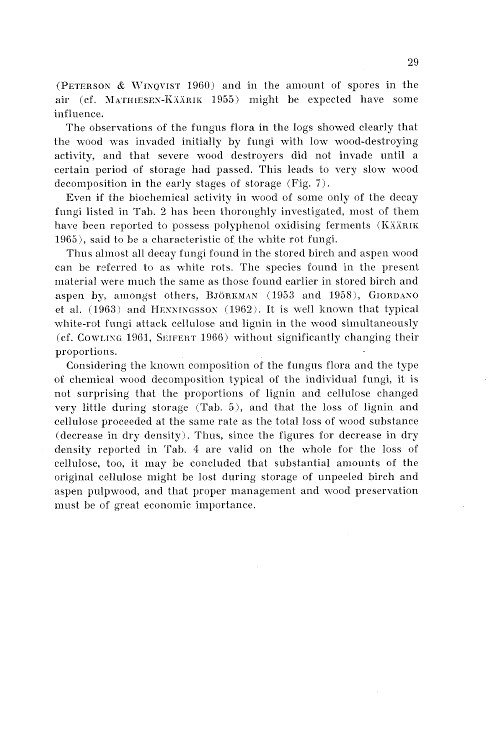(Peterson & Winqvist 1960) and in the amount of spores in the air (cf. Mathiesen-Käärik 1955) might be expected have some influence.

The observations of the fungus flora in the logs showed clearly that the wood was invaded initially by fungi with low wood-destroying activity, and that severe wood destroyers did not invade until a certain period of storage had passed. This leads to very slow wood decomposition in the early stages of storage (Fig. 7).

Even if the biochemical activity in wood of some only of the decay fungi listed in Tab. 2 has been thoroughly investigated, most of them have been reported to possess polyphenol oxidising ferments (Käärik 1965), said to be a characteristic of the white rot fungi.

Thus almost all decay fungi found in the stored birch and aspen wood can be referred to as white rots. The species found in the present material were much the same as those found earlier in stored birch and aspen by, amongst others, Björkman (1953 and 1958), Giordano et al. (1963) and Henningsson (1962). It is well known that typical white-rot fungi attack cellulose and lignin in the wood simultaneously (cf. Cowling 1961, Seifert 1966) without significantly changing their proportions.

Considering the known composition of the fungus flora and the type of chemical wood decomposition typical of the individual fungi, it is not surprising that the proportions of lignin and cellulose changed very little during storage (Tab. 5), and that the loss of lignin and cellulose proceeded at the same rate as the total loss of wood substance (decrease in dry density). Thus, since the figures for decrease in dry density reported in Tab. 4 are valid on the whole for the loss of cellulose, too, it may be concluded that substantial amounts of the original cellulose might be lost during storage of unpeeled birch and aspen pulpwood, and that proper management and wood preservation must be of great economic importance.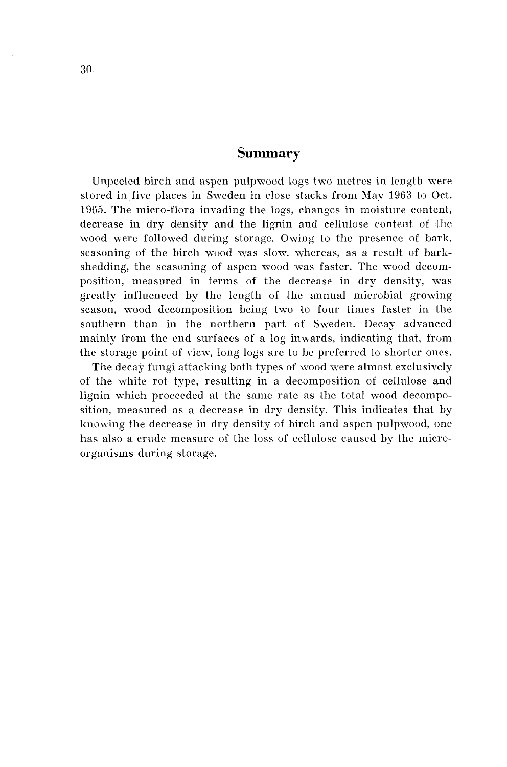## Summary

Unpeeled birch and aspen pulpwood logs two metres in length were stored in five places in Sweden in close stacks from May 1963 to Oct. 1965. The micro-flora invading the logs, changes in moisture content, decrease in dry density and the lignin and cellulose content of the wood were followed during storage. Owing to the presence of bark, seasoning of the birch wood was slow, whereas, as a result of bark-shedding, the seasoning of aspen wood was faster. The wood decomposition, measured in terms of the decrease in dry density, was greatly influenced by the length of the annual microbial growing season, wood decomposition being two to four times faster in the southern than in the northern part of Sweden. Decay advanced mainly from the end surfaces of a log inwards, indicating that, from the storage point of view, long logs are to be preferred to shorter ones.

The decay fungi attacking both types of wood were almost exclusively of the white rot type, resulting in a decomposition of cellulose and lignin which proceeded at the same rate as the total wood decomposition, measured as a decrease in dry density. This indicates that by knowing the decrease in dry density of birch and aspen pulpwood, one has also a crude measure of the loss of cellulose caused by the micro-organisms during storage.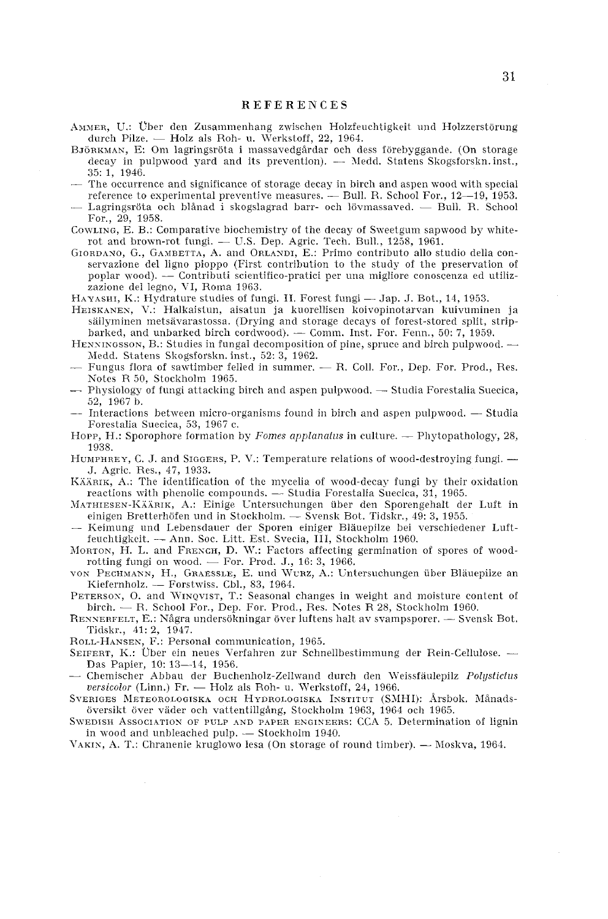# REFERENCES

AMMER, U.: Über den Zusammenhang zwischen Holzfeuchtigkeit und Holzzerstörung durch Pilze. — Holz als Roh- u. Werkstoff, 22, 1964.

BJÖRKMAN, E: Om lagringsröta i massavedgårdar och dess förebyggande. (On storage decay in pulpwood yard and its prevention). — Medd. Statens Skogsforskn. inst., 35: 1, 1946.

— The occurrence and significance of storage decay in birch and aspen wood with special reference to experimental preventive measures. — Bull. R. School For., 12—19, 1953.

— Lagringsröta och blånad i skogslagrad barr- och lövmassaved. — Bull. R. School For., 29, 1958.

COWLING, E. B.: Comparative biochemistry of the decay of Sweetgum sapwood by white-rot and brown-rot fungi. — U.S. Dep. Agric. Tech. Bull., 1258, 1961.

GIORDANO, G., GAMBETTA, A. and ORLANDI, E.: Primo contributo allo studio della conservazione del ligno pioppo (First contribution to the study of the preservation of poplar wood). — Contributi scientifico-pratici per una migliore conoscenza ed utilizzazione del legno, VI, Roma 1963.

HAYASHI, K.: Hydrature studies of fungi. II. Forest fungi — Jap. J. Bot., 14, 1953.

HEISKANEN, V.: Halkaistun, aisatun ja kuorellisen koivopinotarvan kuivuminen ja säilyminen metsävarastossa. (Drying and storage decays of forest-stored split, strip-barked, and unbarked birch cordwood). — Comm. Inst. For. Fenn., 50: 7, 1959.

HENNINGSSON, B.: Studies in fungal decomposition of pine, spruce and birch pulpwood. — Medd. Statens Skogsforskn. inst., 52: 3, 1962.

— Fungus flora of sawtimber felled in summer. — R. Coll. For., Dep. For. Prod., Res. Notes R 50, Stockholm 1965.

— Physiology of fungi attacking birch and aspen pulpwood. — Studia Forestalia Suecica, 52, 1967 b.

— Interactions between micro-organisms found in birch and aspen pulpwood. — Studia Forestalia Suecica, 53, 1967 c.

HOPP, H.: Sporophore formation by *Fomes applanatus* in culture. — Phytopathology, 28, 1938.

HUMPHREY, C. J. and SIGGERS, P. V.: Temperature relations of wood-destroying fungi. — J. Agric. Res., 47, 1933.

KÄÄRIK, A.: The identification of the mycelia of wood-decay fungi by their oxidation reactions with phenolic compounds. — Studia Forestalia Suecica, 31, 1965.

MATHIESEN-KÄÄRIK, A.: Einige Untersuchungen über den Sporengehalt der Luft in einigen Bretterhöfen und in Stockholm. — Svensk Bot. Tidskr., 49: 3, 1955.

— Keimung und Lebensdauer der Sporen einiger Bläuepilze bei verschiedener Luftfeuchtigkeit. — Ann. Soc. Litt. Est. Svecia, III, Stockholm 1960.

MORTON, H. L. and FRENCH, D. W.: Factors affecting germination of spores of wood-rotting fungi on wood. — For. Prod. J., 16: 3, 1966.

VON PECHMANN, H., GRAESSLE, E. und WURZ, A.: Untersuchungen über Bläuepilze an Kiefernholz. — Forstwiss. Cbl., 83, 1964.

PETERSON, O. and WINQVIST, T.: Seasonal changes in weight and moisture content of birch. — R. School For., Dep. For. Prod., Res. Notes R 28, Stockholm 1960.

RENNERFELT, E.: Några undersökningar över luftens halt av svampsporer. — Svensk Bot. Tidskr., 41: 2, 1947.

ROLL-HANSEN, F.: Personal communication, 1965.

SEIFERT, K.: Über ein neues Verfahren zur Schnellbestimmung der Rein-Cellulose. — Das Papier, 10: 13—14, 1956.

— Chemischer Abbau der Buchenholz-Zellwand durch den Weissfäulepilz *Polystictus versicolor* (Linn.) Fr. — Holz als Roh- u. Werkstoff, 24, 1966.

SVERIGES METEOROLOGISKA OCH HYDROLOGISKA INSTITUT (SMHI): Årsbok. Månadsöversikt över väder och vattentillgång, Stockholm 1963, 1964 och 1965.

SWEDISH ASSOCIATION OF PULP AND PAPER ENGINEERS: CCA 5. Determination of lignin in wood and unbleached pulp. — Stockholm 1940.

VAKIN, A. T.: Chranenie kruglowo lesa (On storage of round timber). — Moskva, 1964.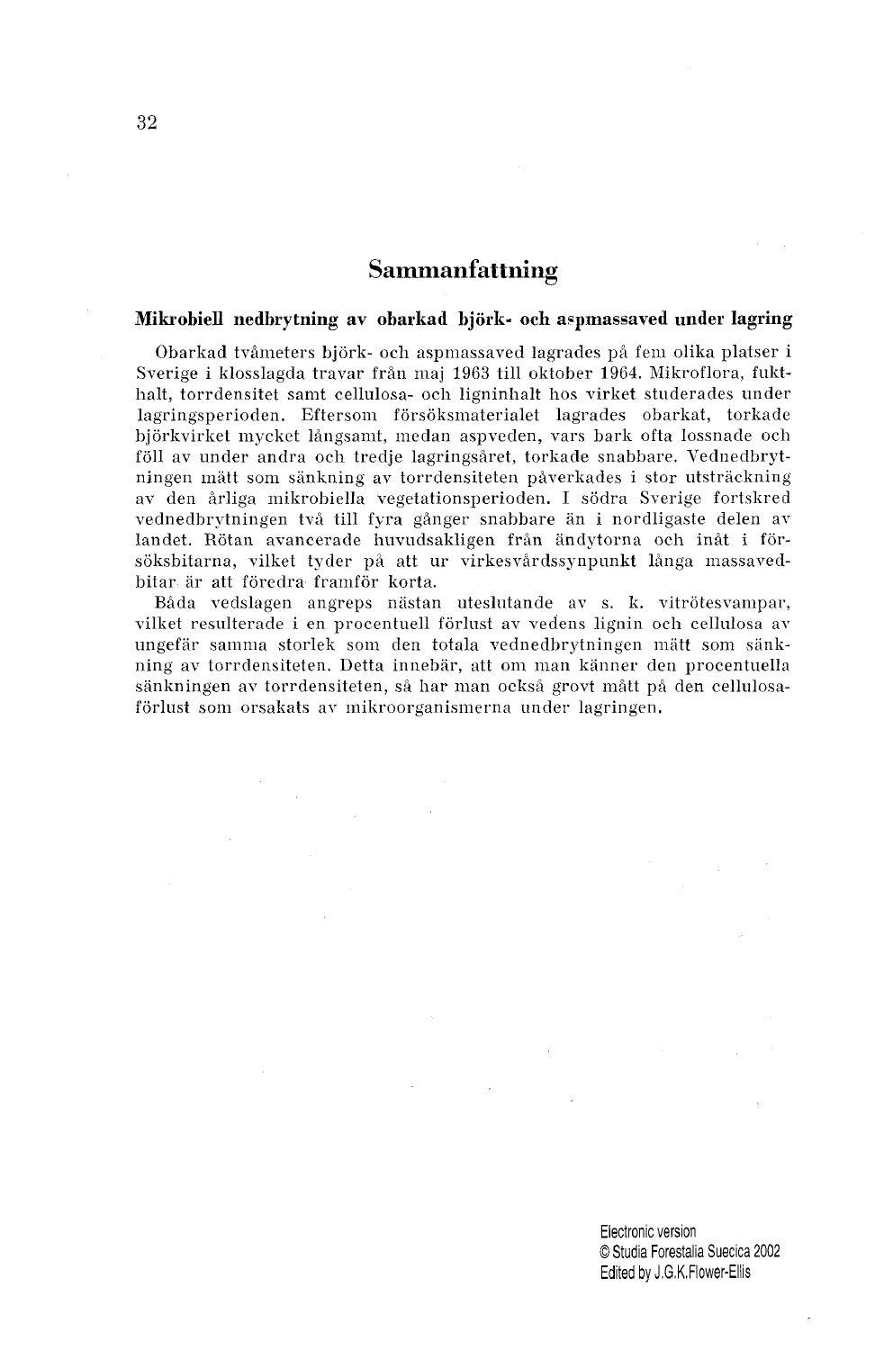# Sammanfattning

**Mikrobiell nedbrytning av obarkad björk- och aspmassaved under lagring**

Obarkad tvåmeters björk- och aspmassaved lagrades på fem olika platser i Sverige i klosslagda travar från maj 1963 till oktober 1964. Mikroflora, fukthalt, torrdensitet samt cellulosa- och ligninhalt hos virket studerades under lagringsperioden. Eftersom försöksmaterialet lagrades obarkat, torkade björkvirket mycket långsamt, medan aspveden, vars bark ofta lossnade och föll av under andra och tredje lagringsåret, torkade snabbare. Vednedbrytningen mätt som sänkning av torrdensiteten påverkades i stor utsträckning av den årliga mikrobiella vegetationsperioden. I södra Sverige fortskred vednedbrytningen två till fyra gånger snabbare än i nordligaste delen av landet. Rötan avancerade huvudsakligen från ändytorna och inåt i försöksbitarna, vilket tyder på att ur virkesvårdssynpunkt långa massavedbitar är att föredra framför korta.

Båda vedslagen angreps nästan uteslutande av s. k. vitrötesvampar, vilket resulterade i en procentuell förlust av vedens lignin och cellulosa av ungefär samma storlek som den totala vednedbrytningen mätt som sänkning av torrdensiteten. Detta innebär, att om man känner den procentuella sänkningen av torrdensiteten, så har man också grovt mått på den cellulosaförlust som orsakats av mikroorganismerna under lagringen.

Electronic version
© Studia Forestalia Suecica 2002
Edited by J.G.K.Flower-Ellis